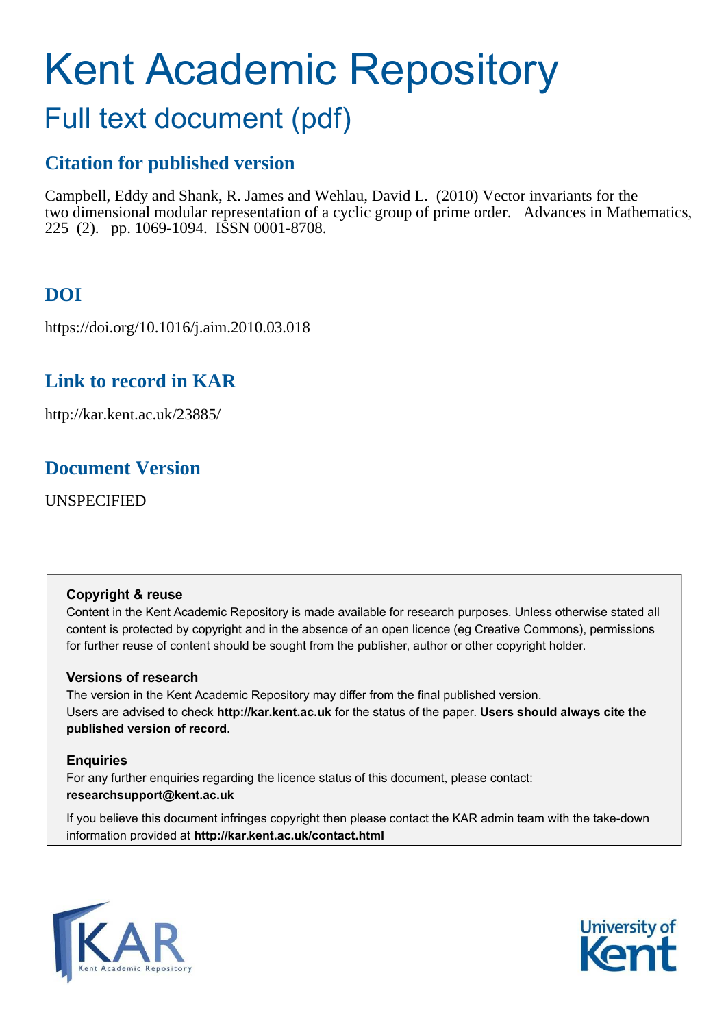# Kent Academic Repository

## Full text document (pdf)

## Citation for published version

Campbell, Eddy and Shank, R. James and Wehlau, David L. (2010) Vector invariants for the two dimensional modular representation of a cyclic group of prime order. Advances in Mathematics, 225 (2). pp. 1069-1094. ISSN 0001-8708.

## DOI

https://doi.org/10.1016/j.aim.2010.03.018

## Link to record in KAR

http://kar.kent.ac.uk/23885/

## Document Version

UNSPECIFIED

**Copyright & reuse**

Content in the Kent Academic Repository is made available for research purposes. Unless otherwise stated all content is protected by copyright and in the absence of an open licence (eg Creative Commons), permissions for further reuse of content should be sought from the publisher, author or other copyright holder.

**Versions of research**

The version in the Kent Academic Repository may differ from the final published version. Users are advised to check **http://kar.kent.ac.uk** for the status of the paper. **Users should always cite the published version of record.**

**Enquiries**

For any further enquiries regarding the licence status of this document, please contact: **researchsupport@kent.ac.uk**

If you believe this document infringes copyright then please contact the KAR admin team with the take-down information provided at **http://kar.kent.ac.uk/contact.html**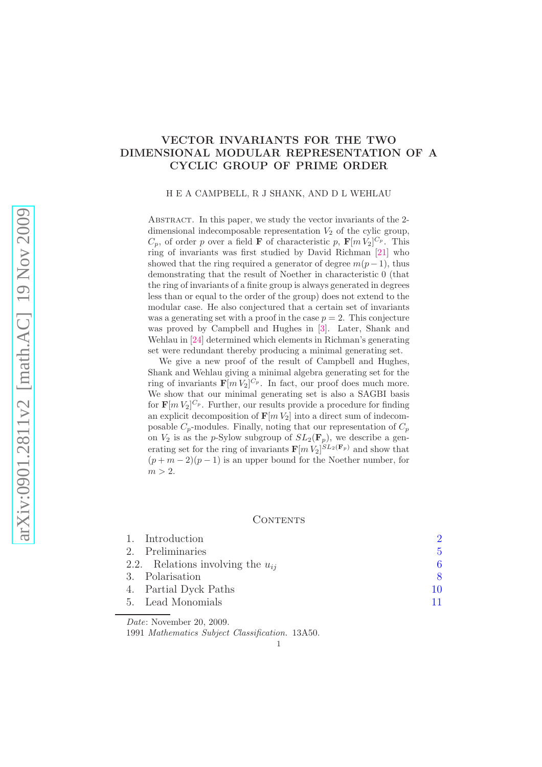# VECTOR INVARIANTS FOR THE TWO DIMENSIONAL MODULAR REPRESENTATION OF A CYCLIC GROUP OF PRIME ORDER

H E A CAMPBELL, R J SHANK, AND D L WEHLAU

Abstract. In this paper, we study the vector invariants of the 2-dimensional indecomposable representation $V_2$ of the cylic group, $C_p$, of order $p$ over a field $\mathbf{F}$ of characteristic $p$, $\mathbf{F}[m\,V_2]^{C_p}$. This ring of invariants was first studied by David Richman [21] who showed that the ring required a generator of degree $m(p-1)$, thus demonstrating that the result of Noether in characteristic 0 (that the ring of invariants of a finite group is always generated in degrees less than or equal to the order of the group) does not extend to the modular case. He also conjectured that a certain set of invariants was a generating set with a proof in the case $p = 2$. This conjecture was proved by Campbell and Hughes in [3]. Later, Shank and Wehlau in [24] determined which elements in Richman's generating set were redundant thereby producing a minimal generating set.

We give a new proof of the result of Campbell and Hughes, Shank and Wehlau giving a minimal algebra generating set for the ring of invariants $\mathbf{F}[m\,V_2]^{C_p}$. In fact, our proof does much more. We show that our minimal generating set is also a SAGBI basis for $\mathbf{F}[m\,V_2]^{C_p}$. Further, our results provide a procedure for finding an explicit decomposition of $\mathbf{F}[m\,V_2]$ into a direct sum of indecomposable $C_p$-modules. Finally, noting that our representation of $C_p$ on $V_2$ is as the $p$-Sylow subgroup of $SL_2(\mathbf{F}_p)$, we describe a generating set for the ring of invariants $\mathbf{F}[m\,V_2]^{SL_2(\mathbf{F}_p)}$ and show that $(p+m-2)(p-1)$ is an upper bound for the Noether number, for $m > 2$.

## Contents

1. Introduction 2
2. Preliminaries 5
2.2. Relations involving the $u_{ij}$ 6
3. Polarisation 8
4. Partial Dyck Paths 10
5. Lead Monomials 11

*Date*: November 20, 2009.

1991 *Mathematics Subject Classification.* 13A50.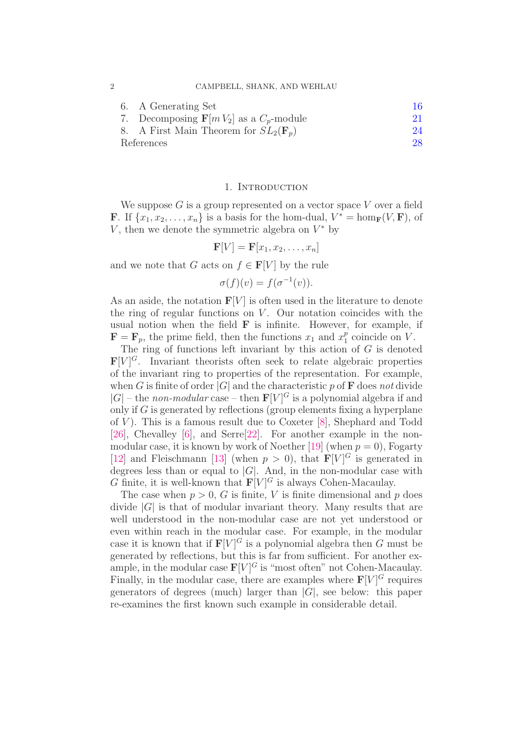6. A Generating Set 16
7. Decomposing $\mathbf{F}[m\,V_2]$ as a $C_p$-module 21
8. A First Main Theorem for $SL_2(\mathbf{F}_p)$ 24
References 28

## 1. Introduction

We suppose $G$ is a group represented on a vector space $V$ over a field $\mathbf{F}$. If $\{x_1, x_2, \ldots, x_n\}$ is a basis for the hom-dual, $V^* = \hom_{\mathbf{F}}(V, \mathbf{F})$, of $V$, then we denote the symmetric algebra on $V^*$ by

$$\mathbf{F}[V] = \mathbf{F}[x_1, x_2, \ldots, x_n]$$

and we note that $G$ acts on $f \in \mathbf{F}[V]$ by the rule

$$\sigma(f)(v) = f(\sigma^{-1}(v)).$$

As an aside, the notation $\mathbf{F}[V]$ is often used in the literature to denote the ring of regular functions on $V$. Our notation coincides with the usual notion when the field $\mathbf{F}$ is infinite. However, for example, if $\mathbf{F} = \mathbf{F}_p$, the prime field, then the functions $x_1$ and $x_1^p$ coincide on $V$.

The ring of functions left invariant by this action of $G$ is denoted $\mathbf{F}[V]^G$. Invariant theorists often seek to relate algebraic properties of the invariant ring to properties of the representation. For example, when $G$ is finite of order $|G|$ and the characteristic $p$ of $\mathbf{F}$ does *not* divide $|G|$ – the *non-modular* case – then $\mathbf{F}[V]^G$ is a polynomial algebra if and only if $G$ is generated by reflections (group elements fixing a hyperplane of $V$). This is a famous result due to Coxeter [8], Shephard and Todd [26], Chevalley [6], and Serre[22]. For another example in the non-modular case, it is known by work of Noether [19] (when $p = 0$), Fogarty [12] and Fleischmann [13] (when $p > 0$), that $\mathbf{F}[V]^G$ is generated in degrees less than or equal to $|G|$. And, in the non-modular case with $G$ finite, it is well-known that $\mathbf{F}[V]^G$ is always Cohen-Macaulay.

The case when $p > 0$, $G$ is finite, $V$ is finite dimensional and $p$ does divide $|G|$ is that of modular invariant theory. Many results that are well understood in the non-modular case are not yet understood or even within reach in the modular case. For example, in the modular case it is known that if $\mathbf{F}[V]^G$ is a polynomial algebra then $G$ must be generated by reflections, but this is far from sufficient. For another example, in the modular case $\mathbf{F}[V]^G$ is "most often" not Cohen-Macaulay. Finally, in the modular case, there are examples where $\mathbf{F}[V]^G$ requires generators of degrees (much) larger than $|G|$, see below: this paper re-examines the first known such example in considerable detail.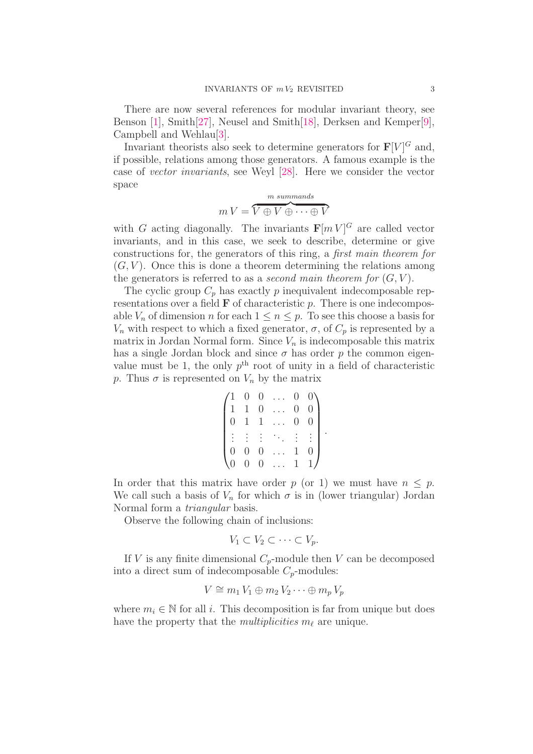There are now several references for modular invariant theory, see Benson [1], Smith[27], Neusel and Smith[18], Derksen and Kemper[9], Campbell and Wehlau[3].

Invariant theorists also seek to determine generators for $\mathbf{F}[V]^G$ and, if possible, relations among those generators. A famous example is the case of *vector invariants*, see Weyl [28]. Here we consider the vector space

$$m\,V = \overbrace{V \oplus V \oplus \cdots \oplus V}^{m \text{ summands}}$$

with $G$ acting diagonally. The invariants $\mathbf{F}[m\,V]^G$ are called vector invariants, and in this case, we seek to describe, determine or give constructions for, the generators of this ring, a *first main theorem for* $(G, V)$. Once this is done a theorem determining the relations among the generators is referred to as a *second main theorem for* $(G, V)$.

The cyclic group $C_p$ has exactly $p$ inequivalent indecomposable representations over a field $\mathbf{F}$ of characteristic $p$. There is one indecomposable $V_n$ of dimension $n$ for each $1 \le n \le p$. To see this choose a basis for $V_n$ with respect to which a fixed generator, $\sigma$, of $C_p$ is represented by a matrix in Jordan Normal form. Since $V_n$ is indecomposable this matrix has a single Jordan block and since $\sigma$ has order $p$ the common eigenvalue must be 1, the only $p^{\text{th}}$ root of unity in a field of characteristic $p$. Thus $\sigma$ is represented on $V_n$ by the matrix

$$\begin{pmatrix} 1 & 0 & 0 & \dots & 0 & 0 \\ 1 & 1 & 0 & \dots & 0 & 0 \\ 0 & 1 & 1 & \dots & 0 & 0 \\ \vdots & \vdots & \vdots & \ddots & \vdots & \vdots \\ 0 & 0 & 0 & \dots & 1 & 0 \\ 0 & 0 & 0 & \dots & 1 & 1 \end{pmatrix}.$$

In order that this matrix have order $p$ (or 1) we must have $n \le p$. We call such a basis of $V_n$ for which $\sigma$ is in (lower triangular) Jordan Normal form a *triangular* basis.

Observe the following chain of inclusions:

$$V_1 \subset V_2 \subset \cdots \subset V_p.$$

If $V$ is any finite dimensional $C_p$-module then $V$ can be decomposed into a direct sum of indecomposable $C_p$-modules:

$$V \cong m_1\,V_1 \oplus m_2\,V_2 \cdots \oplus m_p\,V_p$$

where $m_i \in \mathbb{N}$ for all $i$. This decomposition is far from unique but does have the property that the *multiplicities* $m_\ell$ are unique.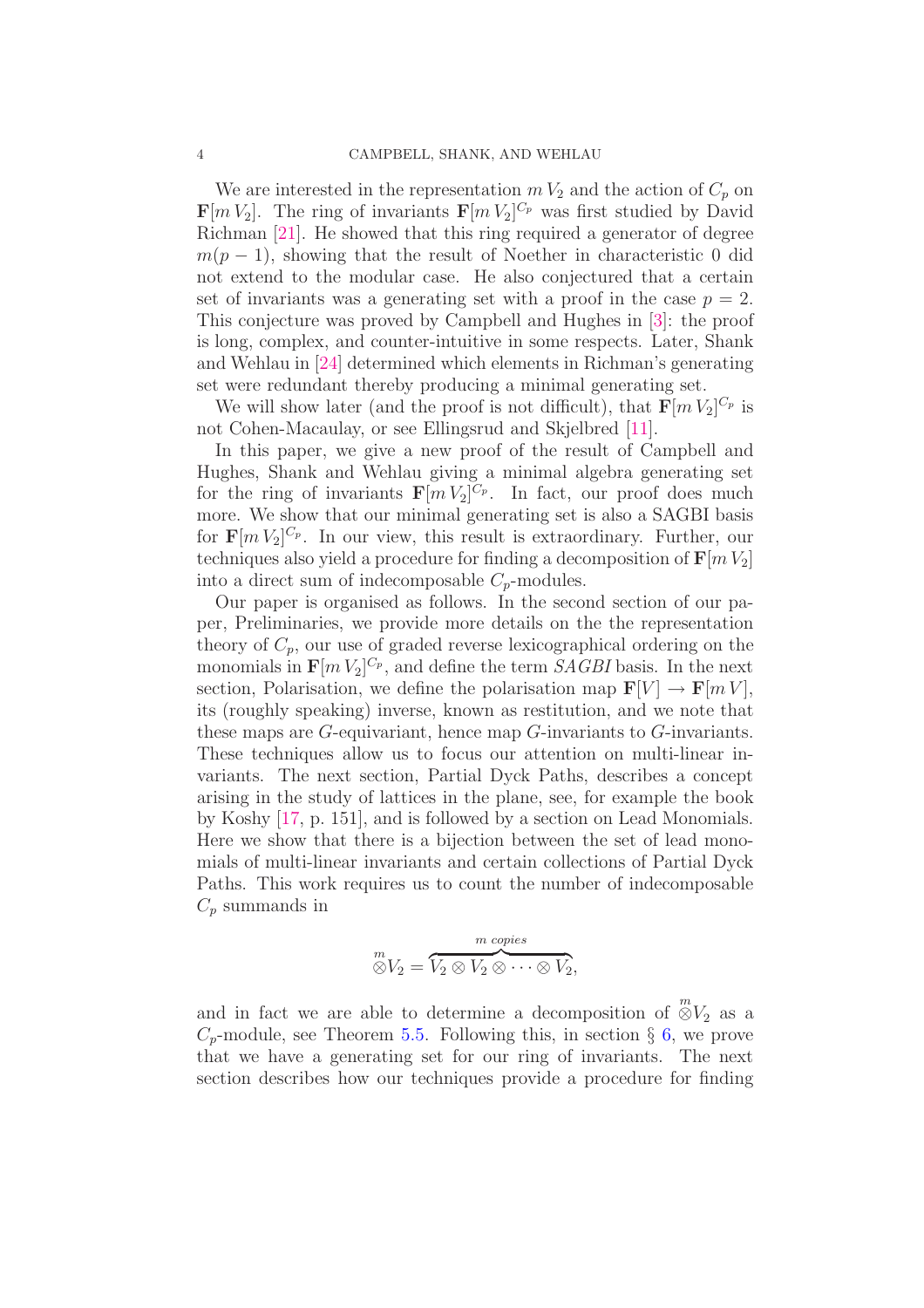We are interested in the representation $m\,V_2$ and the action of $C_p$ on $\mathbf{F}[m\,V_2]$. The ring of invariants $\mathbf{F}[m\,V_2]^{C_p}$ was first studied by David Richman [21]. He showed that this ring required a generator of degree $m(p-1)$, showing that the result of Noether in characteristic 0 did not extend to the modular case. He also conjectured that a certain set of invariants was a generating set with a proof in the case $p=2$. This conjecture was proved by Campbell and Hughes in [3]: the proof is long, complex, and counter-intuitive in some respects. Later, Shank and Wehlau in [24] determined which elements in Richman's generating set were redundant thereby producing a minimal generating set.

We will show later (and the proof is not difficult), that $\mathbf{F}[m\,V_2]^{C_p}$ is not Cohen-Macaulay, or see Ellingsrud and Skjelbred [11].

In this paper, we give a new proof of the result of Campbell and Hughes, Shank and Wehlau giving a minimal algebra generating set for the ring of invariants $\mathbf{F}[m\,V_2]^{C_p}$. In fact, our proof does much more. We show that our minimal generating set is also a SAGBI basis for $\mathbf{F}[m\,V_2]^{C_p}$. In our view, this result is extraordinary. Further, our techniques also yield a procedure for finding a decomposition of $\mathbf{F}[m\,V_2]$ into a direct sum of indecomposable $C_p$-modules.

Our paper is organised as follows. In the second section of our paper, Preliminaries, we provide more details on the the representation theory of $C_p$, our use of graded reverse lexicographical ordering on the monomials in $\mathbf{F}[m\,V_2]^{C_p}$, and define the term *SAGBI* basis. In the next section, Polarisation, we define the polarisation map $\mathbf{F}[V] \to \mathbf{F}[m\,V]$, its (roughly speaking) inverse, known as restitution, and we note that these maps are $G$-equivariant, hence map $G$-invariants to $G$-invariants. These techniques allow us to focus our attention on multi-linear invariants. The next section, Partial Dyck Paths, describes a concept arising in the study of lattices in the plane, see, for example the book by Koshy [17, p. 151], and is followed by a section on Lead Monomials. Here we show that there is a bijection between the set of lead monomials of multi-linear invariants and certain collections of Partial Dyck Paths. This work requires us to count the number of indecomposable $C_p$ summands in

$$\overset{m}{\otimes} V_2 = \overbrace{V_2 \otimes V_2 \otimes \cdots \otimes V_2}^{m \text{ copies}},$$

and in fact we are able to determine a decomposition of $\overset{m}{\otimes} V_2$ as a $C_p$-module, see Theorem 5.5. Following this, in section § 6, we prove that we have a generating set for our ring of invariants. The next section describes how our techniques provide a procedure for finding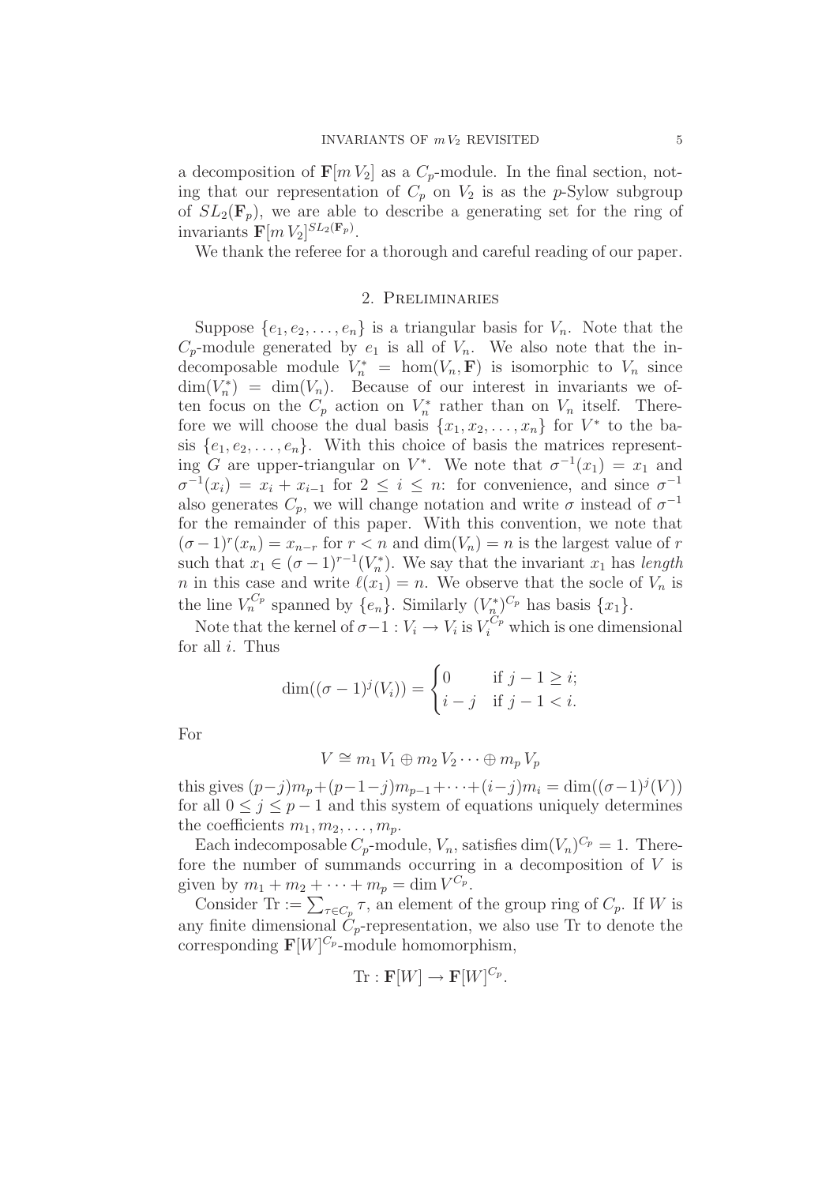a decomposition of $\mathbf{F}[m\,V_2]$ as a $C_p$-module. In the final section, noting that our representation of $C_p$ on $V_2$ is as the $p$-Sylow subgroup of $SL_2(\mathbf{F}_p)$, we are able to describe a generating set for the ring of invariants $\mathbf{F}[m\,V_2]^{SL_2(\mathbf{F}_p)}$.

We thank the referee for a thorough and careful reading of our paper.

## 2. Preliminaries

Suppose $\{e_1, e_2, \ldots, e_n\}$ is a triangular basis for $V_n$. Note that the $C_p$-module generated by $e_1$ is all of $V_n$. We also note that the indecomposable module $V_n^* = \hom(V_n, \mathbf{F})$ is isomorphic to $V_n$ since $\dim(V_n^*) = \dim(V_n)$. Because of our interest in invariants we often focus on the $C_p$ action on $V_n^*$ rather than on $V_n$ itself. Therefore we will choose the dual basis $\{x_1, x_2, \ldots, x_n\}$ for $V^*$ to the basis $\{e_1, e_2, \ldots, e_n\}$. With this choice of basis the matrices representing $G$ are upper-triangular on $V^*$. We note that $\sigma^{-1}(x_1) = x_1$ and $\sigma^{-1}(x_i) = x_i + x_{i-1}$ for $2 \leq i \leq n$: for convenience, and since $\sigma^{-1}$ also generates $C_p$, we will change notation and write $\sigma$ instead of $\sigma^{-1}$ for the remainder of this paper. With this convention, we note that $(\sigma-1)^r(x_n) = x_{n-r}$ for $r < n$ and $\dim(V_n) = n$ is the largest value of $r$ such that $x_1 \in (\sigma-1)^{r-1}(V_n^*)$. We say that the invariant $x_1$ has *length* $n$ in this case and write $\ell(x_1) = n$. We observe that the socle of $V_n$ is the line $V_n^{C_p}$ spanned by $\{e_n\}$. Similarly $(V_n^*)^{C_p}$ has basis $\{x_1\}$.

Note that the kernel of $\sigma - 1 : V_i \to V_i$ is $V_i^{C_p}$ which is one dimensional for all $i$. Thus

$$\dim((\sigma-1)^j(V_i)) = \begin{cases} 0 & \text{if } j-1 \geq i; \\ i-j & \text{if } j-1 < i. \end{cases}$$

For

$$V \cong m_1\,V_1 \oplus m_2\,V_2 \cdots \oplus m_p\,V_p$$

this gives $(p-j)m_p + (p-1-j)m_{p-1} + \cdots + (i-j)m_i = \dim((\sigma-1)^j(V))$ for all $0 \leq j \leq p-1$ and this system of equations uniquely determines the coefficients $m_1, m_2, \ldots, m_p$.

Each indecomposable $C_p$-module, $V_n$, satisfies $\dim(V_n)^{C_p} = 1$. Therefore the number of summands occurring in a decomposition of $V$ is given by $m_1 + m_2 + \cdots + m_p = \dim V^{C_p}$.

Consider $\mathrm{Tr} := \sum_{\tau \in C_p} \tau$, an element of the group ring of $C_p$. If $W$ is any finite dimensional $C_p$-representation, we also use Tr to denote the corresponding $\mathbf{F}[W]^{C_p}$-module homomorphism,

$$\mathrm{Tr} : \mathbf{F}[W] \to \mathbf{F}[W]^{C_p}.$$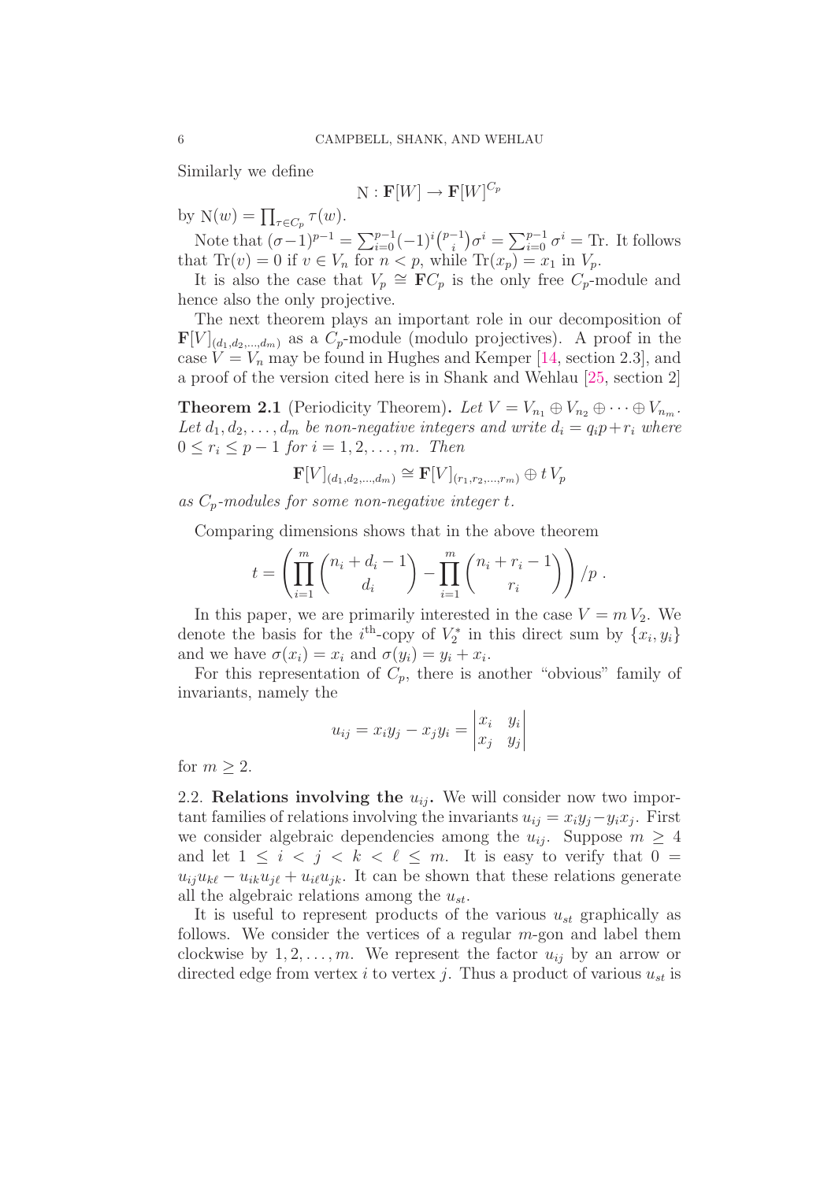Similarly we define

$$\mathrm{N} : \mathbf{F}[W] \to \mathbf{F}[W]^{C_p}$$

by $\mathrm{N}(w) = \prod_{\tau \in C_p} \tau(w)$.

Note that $(\sigma - 1)^{p-1} = \sum_{i=0}^{p-1} (-1)^i \binom{p-1}{i} \sigma^i = \sum_{i=0}^{p-1} \sigma^i = \mathrm{Tr}$. It follows that $\mathrm{Tr}(v) = 0$ if $v \in V_n$ for $n < p$, while $\mathrm{Tr}(x_p) = x_1$ in $V_p$.

It is also the case that $V_p \cong \mathbf{F}C_p$ is the only free $C_p$-module and hence also the only projective.

The next theorem plays an important role in our decomposition of $\mathbf{F}[V]_{(d_1,d_2,\ldots,d_m)}$ as a $C_p$-module (modulo projectives). A proof in the case $V = V_n$ may be found in Hughes and Kemper [14, section 2.3], and a proof of the version cited here is in Shank and Wehlau [25, section 2]

**Theorem 2.1** (Periodicity Theorem). *Let $V = V_{n_1} \oplus V_{n_2} \oplus \cdots \oplus V_{n_m}$. Let $d_1, d_2, \ldots, d_m$ be non-negative integers and write $d_i = q_i p + r_i$ where $0 \le r_i \le p-1$ for $i = 1, 2, \ldots, m$. Then*

$$\mathbf{F}[V]_{(d_1,d_2,\ldots,d_m)} \cong \mathbf{F}[V]_{(r_1,r_2,\ldots,r_m)} \oplus t\, V_p$$

*as $C_p$-modules for some non-negative integer $t$.*

Comparing dimensions shows that in the above theorem

$$t = \left( \prod_{i=1}^{m} \binom{n_i + d_i - 1}{d_i} - \prod_{i=1}^{m} \binom{n_i + r_i - 1}{r_i} \right) / p \ .$$

In this paper, we are primarily interested in the case $V = m\, V_2$. We denote the basis for the $i^{\text{th}}$-copy of $V_2^*$ in this direct sum by $\{x_i, y_i\}$ and we have $\sigma(x_i) = x_i$ and $\sigma(y_i) = y_i + x_i$.

For this representation of $C_p$, there is another "obvious" family of invariants, namely the

$$u_{ij} = x_i y_j - x_j y_i = \begin{vmatrix} x_i & y_i \\ x_j & y_j \end{vmatrix}$$

for $m \ge 2$.

2.2. **Relations involving the $u_{ij}$.** We will consider now two important families of relations involving the invariants $u_{ij} = x_i y_j - y_i x_j$. First we consider algebraic dependencies among the $u_{ij}$. Suppose $m \ge 4$ and let $1 \le i < j < k < \ell \le m$. It is easy to verify that $0 = u_{ij}u_{k\ell} - u_{ik}u_{j\ell} + u_{i\ell}u_{jk}$. It can be shown that these relations generate all the algebraic relations among the $u_{st}$.

It is useful to represent products of the various $u_{st}$ graphically as follows. We consider the vertices of a regular $m$-gon and label them clockwise by $1, 2, \ldots, m$. We represent the factor $u_{ij}$ by an arrow or directed edge from vertex $i$ to vertex $j$. Thus a product of various $u_{st}$ is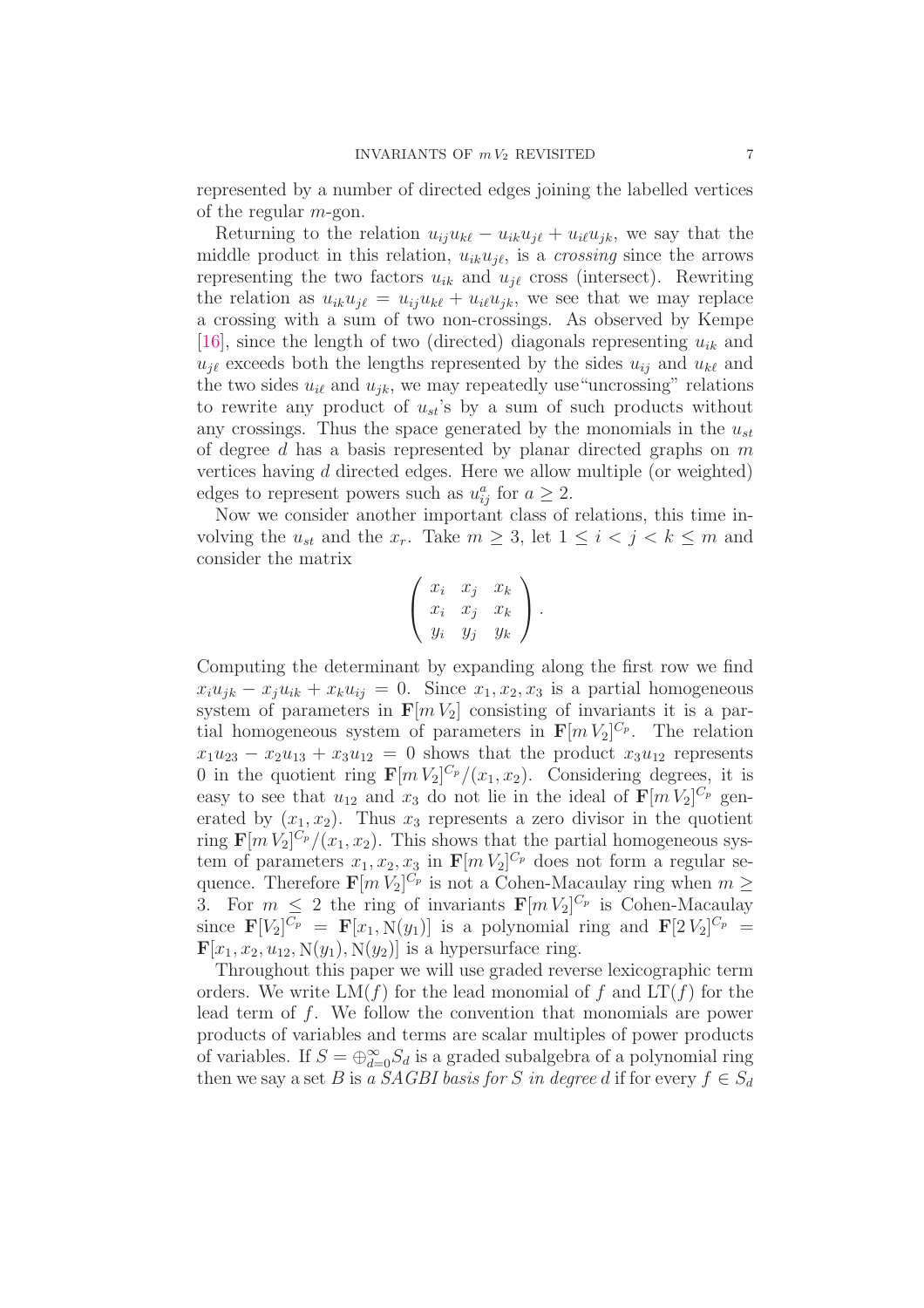represented by a number of directed edges joining the labelled vertices of the regular $m$-gon.

Returning to the relation $u_{ij}u_{k\ell} - u_{ik}u_{j\ell} + u_{i\ell}u_{jk}$, we say that the middle product in this relation, $u_{ik}u_{j\ell}$, is a *crossing* since the arrows representing the two factors $u_{ik}$ and $u_{j\ell}$ cross (intersect). Rewriting the relation as $u_{ik}u_{j\ell} = u_{ij}u_{k\ell} + u_{i\ell}u_{jk}$, we see that we may replace a crossing with a sum of two non-crossings. As observed by Kempe [16], since the length of two (directed) diagonals representing $u_{ik}$ and $u_{j\ell}$ exceeds both the lengths represented by the sides $u_{ij}$ and $u_{k\ell}$ and the two sides $u_{i\ell}$ and $u_{jk}$, we may repeatedly use"uncrossing" relations to rewrite any product of $u_{st}$'s by a sum of such products without any crossings. Thus the space generated by the monomials in the $u_{st}$ of degree $d$ has a basis represented by planar directed graphs on $m$ vertices having $d$ directed edges. Here we allow multiple (or weighted) edges to represent powers such as $u_{ij}^a$ for $a \geq 2$.

Now we consider another important class of relations, this time involving the $u_{st}$ and the $x_r$. Take $m \geq 3$, let $1 \leq i < j < k \leq m$ and consider the matrix

$$\begin{pmatrix} x_i & x_j & x_k \\ x_i & x_j & x_k \\ y_i & y_j & y_k \end{pmatrix}.$$

Computing the determinant by expanding along the first row we find $x_i u_{jk} - x_j u_{ik} + x_k u_{ij} = 0$. Since $x_1, x_2, x_3$ is a partial homogeneous system of parameters in $\mathbf{F}[m\,V_2]$ consisting of invariants it is a partial homogeneous system of parameters in $\mathbf{F}[m\,V_2]^{C_p}$. The relation $x_1 u_{23} - x_2 u_{13} + x_3 u_{12} = 0$ shows that the product $x_3 u_{12}$ represents 0 in the quotient ring $\mathbf{F}[m\,V_2]^{C_p}/(x_1, x_2)$. Considering degrees, it is easy to see that $u_{12}$ and $x_3$ do not lie in the ideal of $\mathbf{F}[m\,V_2]^{C_p}$ generated by $(x_1, x_2)$. Thus $x_3$ represents a zero divisor in the quotient ring $\mathbf{F}[m\,V_2]^{C_p}/(x_1, x_2)$. This shows that the partial homogeneous system of parameters $x_1, x_2, x_3$ in $\mathbf{F}[m\,V_2]^{C_p}$ does not form a regular sequence. Therefore $\mathbf{F}[m\,V_2]^{C_p}$ is not a Cohen-Macaulay ring when $m \geq 3$. For $m \leq 2$ the ring of invariants $\mathbf{F}[m\,V_2]^{C_p}$ is Cohen-Macaulay since $\mathbf{F}[V_2]^{C_p} = \mathbf{F}[x_1, \mathrm{N}(y_1)]$ is a polynomial ring and $\mathbf{F}[2\,V_2]^{C_p} = \mathbf{F}[x_1, x_2, u_{12}, \mathrm{N}(y_1), \mathrm{N}(y_2)]$ is a hypersurface ring.

Throughout this paper we will use graded reverse lexicographic term orders. We write $\mathrm{LM}(f)$ for the lead monomial of $f$ and $\mathrm{LT}(f)$ for the lead term of $f$. We follow the convention that monomials are power products of variables and terms are scalar multiples of power products of variables. If $S = \oplus_{d=0}^{\infty} S_d$ is a graded subalgebra of a polynomial ring then we say a set $B$ is *a SAGBI basis for $S$ in degree $d$* if for every $f \in S_d$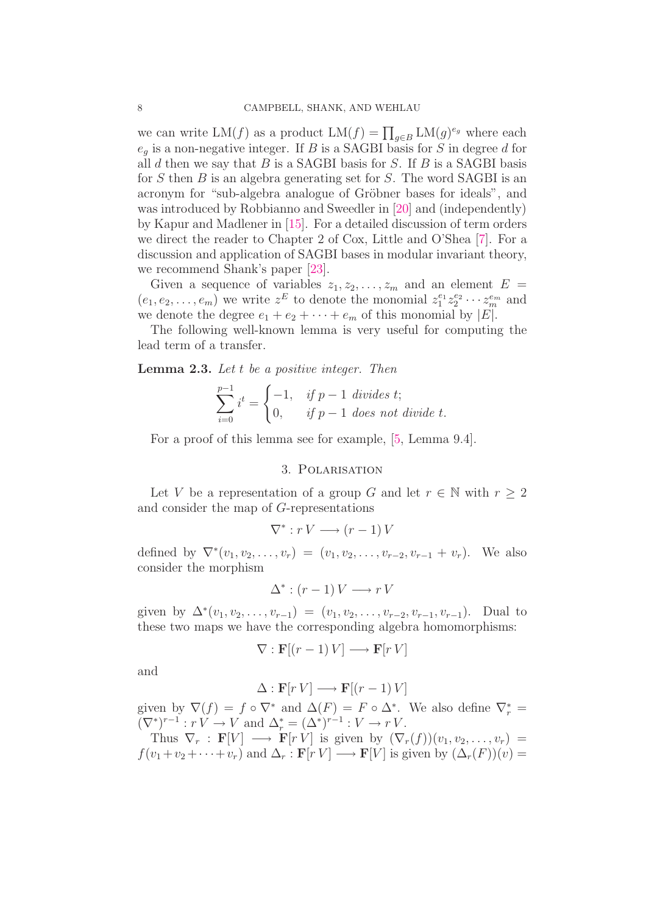we can write $\mathrm{LM}(f)$ as a product $\mathrm{LM}(f) = \prod_{g \in B} \mathrm{LM}(g)^{e_g}$ where each $e_g$ is a non-negative integer. If $B$ is a SAGBI basis for $S$ in degree $d$ for all $d$ then we say that $B$ is a SAGBI basis for $S$. If $B$ is a SAGBI basis for $S$ then $B$ is an algebra generating set for $S$. The word SAGBI is an acronym for "sub-algebra analogue of Gröbner bases for ideals", and was introduced by Robbianno and Sweedler in [20] and (independently) by Kapur and Madlener in [15]. For a detailed discussion of term orders we direct the reader to Chapter 2 of Cox, Little and O'Shea [7]. For a discussion and application of SAGBI bases in modular invariant theory, we recommend Shank's paper [23].

Given a sequence of variables $z_1, z_2, \ldots, z_m$ and an element $E = (e_1, e_2, \ldots, e_m)$ we write $z^E$ to denote the monomial $z_1^{e_1} z_2^{e_2} \cdots z_m^{e_m}$ and we denote the degree $e_1 + e_2 + \cdots + e_m$ of this monomial by $|E|$.

The following well-known lemma is very useful for computing the lead term of a transfer.

**Lemma 2.3.** *Let $t$ be a positive integer. Then*

$$\sum_{i=0}^{p-1} i^t = \begin{cases} -1, & \text{if } p-1 \text{ divides } t; \\ 0, & \text{if } p-1 \text{ does not divide } t. \end{cases}$$

For a proof of this lemma see for example, [5, Lemma 9.4].

## 3. Polarisation

Let $V$ be a representation of a group $G$ and let $r \in \mathbb{N}$ with $r \geq 2$ and consider the map of $G$-representations

$$\nabla^* : r\,V \longrightarrow (r-1)\,V$$

defined by $\nabla^*(v_1, v_2, \ldots, v_r) = (v_1, v_2, \ldots, v_{r-2}, v_{r-1} + v_r)$. We also consider the morphism

$$\Delta^* : (r-1)\,V \longrightarrow r\,V$$

given by $\Delta^*(v_1, v_2, \ldots, v_{r-1}) = (v_1, v_2, \ldots, v_{r-2}, v_{r-1}, v_{r-1})$. Dual to these two maps we have the corresponding algebra homomorphisms:

$$\nabla : \mathbf{F}[(r-1)\,V] \longrightarrow \mathbf{F}[r\,V]$$

and

$$\Delta : \mathbf{F}[r\,V] \longrightarrow \mathbf{F}[(r-1)\,V]$$

given by $\nabla(f) = f \circ \nabla^*$ and $\Delta(F) = F \circ \Delta^*$. We also define $\nabla_r^* = (\nabla^*)^{r-1} : r\,V \to V$ and $\Delta_r^* = (\Delta^*)^{r-1} : V \to r\,V$.

Thus $\nabla_r : \mathbf{F}[V] \longrightarrow \mathbf{F}[r\,V]$ is given by $(\nabla_r(f))(v_1, v_2, \ldots, v_r) = f(v_1 + v_2 + \cdots + v_r)$ and $\Delta_r : \mathbf{F}[r\,V] \longrightarrow \mathbf{F}[V]$ is given by $(\Delta_r(F))(v) =$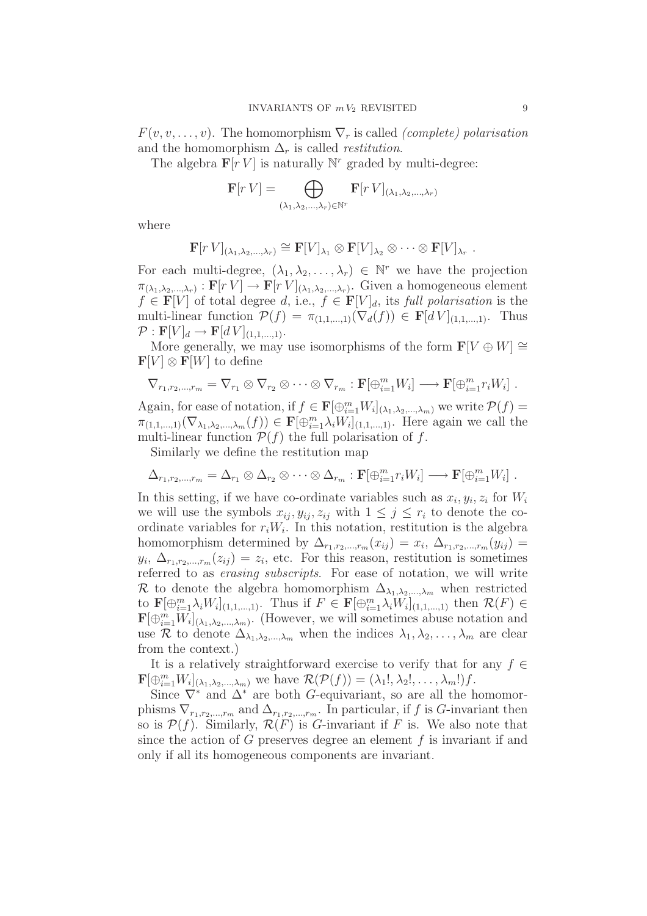$F(v, v, \ldots, v)$. The homomorphism $\nabla_r$ is called *(complete) polarisation* and the homomorphism $\Delta_r$ is called *restitution*.

The algebra $\mathbf{F}[r\,V]$ is naturally $\mathbb{N}^r$ graded by multi-degree:

$$\mathbf{F}[r\,V] = \bigoplus_{(\lambda_1,\lambda_2,\ldots,\lambda_r)\in\mathbb{N}^r} \mathbf{F}[r\,V]_{(\lambda_1,\lambda_2,\ldots,\lambda_r)}$$

where

$$\mathbf{F}[r\,V]_{(\lambda_1,\lambda_2,\ldots,\lambda_r)} \cong \mathbf{F}[V]_{\lambda_1} \otimes \mathbf{F}[V]_{\lambda_2} \otimes \cdots \otimes \mathbf{F}[V]_{\lambda_r}\ .$$

For each multi-degree, $(\lambda_1, \lambda_2, \ldots, \lambda_r) \in \mathbb{N}^r$ we have the projection $\pi_{(\lambda_1,\lambda_2,\ldots,\lambda_r)} : \mathbf{F}[r\,V] \to \mathbf{F}[r\,V]_{(\lambda_1,\lambda_2,\ldots,\lambda_r)}$. Given a homogeneous element $f \in \mathbf{F}[V]$ of total degree $d$, i.e., $f \in \mathbf{F}[V]_d$, its *full polarisation* is the multi-linear function $\mathcal{P}(f) = \pi_{(1,1,\ldots,1)}(\nabla_d(f)) \in \mathbf{F}[d\,V]_{(1,1,\ldots,1)}$. Thus $\mathcal{P} : \mathbf{F}[V]_d \to \mathbf{F}[d\,V]_{(1,1,\ldots,1)}$.

More generally, we may use isomorphisms of the form $\mathbf{F}[V \oplus W] \cong \mathbf{F}[V] \otimes \mathbf{F}[W]$ to define

$$\nabla_{r_1,r_2,\ldots,r_m} = \nabla_{r_1} \otimes \nabla_{r_2} \otimes \cdots \otimes \nabla_{r_m} : \mathbf{F}[\oplus_{i=1}^m W_i] \longrightarrow \mathbf{F}[\oplus_{i=1}^m r_i W_i]\ .$$

Again, for ease of notation, if $f \in \mathbf{F}[\oplus_{i=1}^m W_i]_{(\lambda_1,\lambda_2,\ldots,\lambda_m)}$ we write $\mathcal{P}(f) = \pi_{(1,1,\ldots,1)}(\nabla_{\lambda_1,\lambda_2,\ldots,\lambda_m}(f)) \in \mathbf{F}[\oplus_{i=1}^m \lambda_i W_i]_{(1,1,\ldots,1)}$. Here again we call the multi-linear function $\mathcal{P}(f)$ the full polarisation of $f$.

Similarly we define the restitution map

$$\Delta_{r_1,r_2,\ldots,r_m} = \Delta_{r_1} \otimes \Delta_{r_2} \otimes \cdots \otimes \Delta_{r_m} : \mathbf{F}[\oplus_{i=1}^m r_i W_i] \longrightarrow \mathbf{F}[\oplus_{i=1}^m W_i]\ .$$

In this setting, if we have co-ordinate variables such as $x_i, y_i, z_i$ for $W_i$ we will use the symbols $x_{ij}, y_{ij}, z_{ij}$ with $1 \le j \le r_i$ to denote the co-ordinate variables for $r_i W_i$. In this notation, restitution is the algebra homomorphism determined by $\Delta_{r_1,r_2,\ldots,r_m}(x_{ij}) = x_i$, $\Delta_{r_1,r_2,\ldots,r_m}(y_{ij}) = y_i$, $\Delta_{r_1,r_2,\ldots,r_m}(z_{ij}) = z_i$, etc. For this reason, restitution is sometimes referred to as *erasing subscripts*. For ease of notation, we will write $\mathcal{R}$ to denote the algebra homomorphism $\Delta_{\lambda_1,\lambda_2,\ldots,\lambda_m}$ when restricted to $\mathbf{F}[\oplus_{i=1}^m \lambda_i W_i]_{(1,1,\ldots,1)}$. Thus if $F \in \mathbf{F}[\oplus_{i=1}^m \lambda_i W_i]_{(1,1,\ldots,1)}$ then $\mathcal{R}(F) \in \mathbf{F}[\oplus_{i=1}^m W_i]_{(\lambda_1,\lambda_2,\ldots,\lambda_m)}$. (However, we will sometimes abuse notation and use $\mathcal{R}$ to denote $\Delta_{\lambda_1,\lambda_2,\ldots,\lambda_m}$ when the indices $\lambda_1, \lambda_2, \ldots, \lambda_m$ are clear from the context.)

It is a relatively straightforward exercise to verify that for any $f \in \mathbf{F}[\oplus_{i=1}^m W_i]_{(\lambda_1,\lambda_2,\ldots,\lambda_m)}$ we have $\mathcal{R}(\mathcal{P}(f)) = (\lambda_1!, \lambda_2!, \ldots, \lambda_m!)f$.

Since $\nabla^*$ and $\Delta^*$ are both $G$-equivariant, so are all the homomorphisms $\nabla_{r_1,r_2,\ldots,r_m}$ and $\Delta_{r_1,r_2,\ldots,r_m}$. In particular, if $f$ is $G$-invariant then so is $\mathcal{P}(f)$. Similarly, $\mathcal{R}(F)$ is $G$-invariant if $F$ is. We also note that since the action of $G$ preserves degree an element $f$ is invariant if and only if all its homogeneous components are invariant.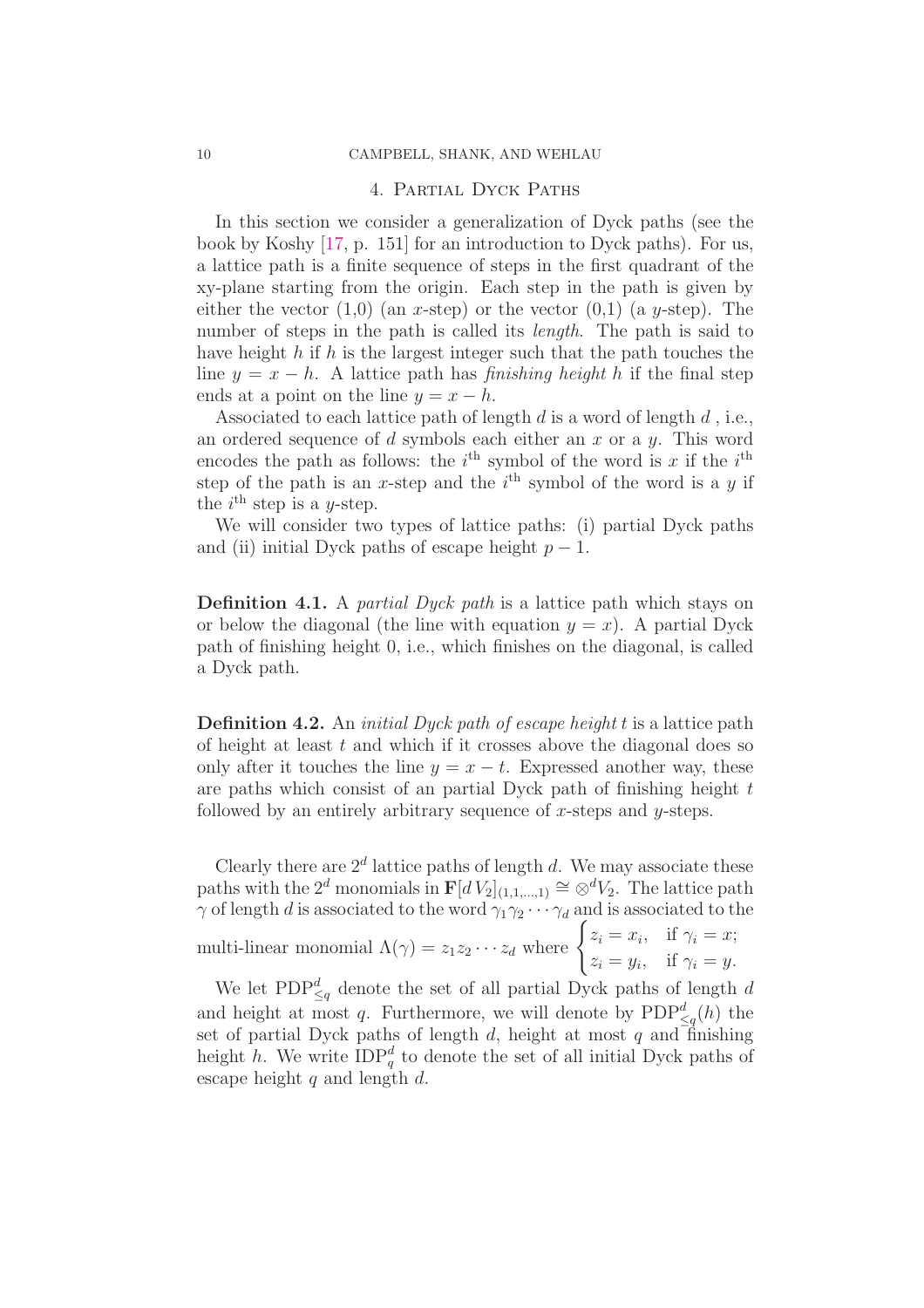## 4. Partial Dyck Paths

In this section we consider a generalization of Dyck paths (see the book by Koshy [17, p. 151] for an introduction to Dyck paths). For us, a lattice path is a finite sequence of steps in the first quadrant of the xy-plane starting from the origin. Each step in the path is given by either the vector (1,0) (an $x$-step) or the vector (0,1) (a $y$-step). The number of steps in the path is called its *length*. The path is said to have height $h$ if $h$ is the largest integer such that the path touches the line $y = x - h$. A lattice path has *finishing height* $h$ if the final step ends at a point on the line $y = x - h$.

Associated to each lattice path of length $d$ is a word of length $d$ , i.e., an ordered sequence of $d$ symbols each either an $x$ or a $y$. This word encodes the path as follows: the $i^{\text{th}}$ symbol of the word is $x$ if the $i^{\text{th}}$ step of the path is an $x$-step and the $i^{\text{th}}$ symbol of the word is a $y$ if the $i^{\text{th}}$ step is a $y$-step.

We will consider two types of lattice paths: (i) partial Dyck paths and (ii) initial Dyck paths of escape height $p - 1$.

**Definition 4.1.** A *partial Dyck path* is a lattice path which stays on or below the diagonal (the line with equation $y = x$). A partial Dyck path of finishing height 0, i.e., which finishes on the diagonal, is called a Dyck path.

**Definition 4.2.** An *initial Dyck path of escape height* $t$ is a lattice path of height at least $t$ and which if it crosses above the diagonal does so only after it touches the line $y = x - t$. Expressed another way, these are paths which consist of an partial Dyck path of finishing height $t$ followed by an entirely arbitrary sequence of $x$-steps and $y$-steps.

Clearly there are $2^d$ lattice paths of length $d$. We may associate these paths with the $2^d$ monomials in $\mathbf{F}[d\,V_2]_{(1,1,\ldots,1)} \cong \otimes^d V_2$. The lattice path $\gamma$ of length $d$ is associated to the word $\gamma_1\gamma_2\cdots\gamma_d$ and is associated to the multi-linear monomial $\Lambda(\gamma) = z_1 z_2 \cdots z_d$ where $\begin{cases} z_i = x_i, & \text{if } \gamma_i = x; \\ z_i = y_i, & \text{if } \gamma_i = y. \end{cases}$

We let $\mathrm{PDP}^d_{\leq q}$ denote the set of all partial Dyck paths of length $d$ and height at most $q$. Furthermore, we will denote by $\mathrm{PDP}^d_{\leq q}(h)$ the set of partial Dyck paths of length $d$, height at most $q$ and finishing height $h$. We write $\mathrm{IDP}^d_q$ to denote the set of all initial Dyck paths of escape height $q$ and length $d$.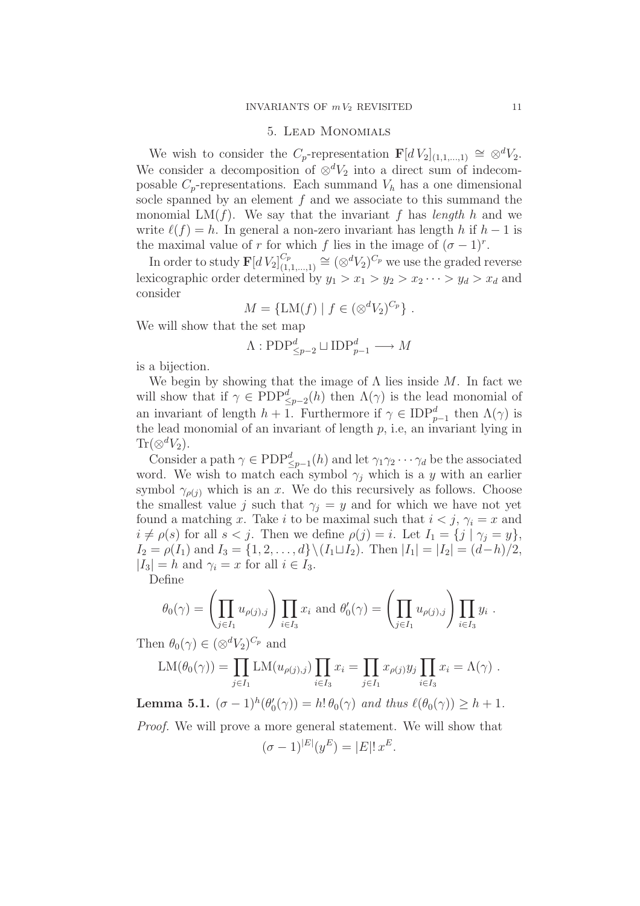## 5. Lead Monomials

We wish to consider the $C_p$-representation $\mathbf{F}[d\,V_2]_{(1,1,\ldots,1)} \cong \otimes^d V_2$. We consider a decomposition of $\otimes^d V_2$ into a direct sum of indecomposable $C_p$-representations. Each summand $V_h$ has a one dimensional socle spanned by an element $f$ and we associate to this summand the monomial $\mathrm{LM}(f)$. We say that the invariant $f$ has *length* $h$ and we write $\ell(f) = h$. In general a non-zero invariant has length $h$ if $h-1$ is the maximal value of $r$ for which $f$ lies in the image of $(\sigma-1)^r$.

In order to study $\mathbf{F}[d\,V_2]^{C_p}_{(1,1,\ldots,1)} \cong (\otimes^d V_2)^{C_p}$ we use the graded reverse lexicographic order determined by $y_1 > x_1 > y_2 > x_2 \cdots > y_d > x_d$ and consider

$$M = \{\mathrm{LM}(f) \mid f \in (\otimes^d V_2)^{C_p}\}\ .$$

We will show that the set map

$$\Lambda : \mathrm{PDP}^d_{\leq p-2} \sqcup \mathrm{IDP}^d_{p-1} \longrightarrow M$$

is a bijection.

We begin by showing that the image of $\Lambda$ lies inside $M$. In fact we will show that if $\gamma \in \mathrm{PDP}^d_{\leq p-2}(h)$ then $\Lambda(\gamma)$ is the lead monomial of an invariant of length $h+1$. Furthermore if $\gamma \in \mathrm{IDP}^d_{p-1}$ then $\Lambda(\gamma)$ is the lead monomial of an invariant of length $p$, i.e, an invariant lying in $\mathrm{Tr}(\otimes^d V_2)$.

Consider a path $\gamma \in \mathrm{PDP}^d_{\leq p-1}(h)$ and let $\gamma_1\gamma_2\cdots\gamma_d$ be the associated word. We wish to match each symbol $\gamma_j$ which is a $y$ with an earlier symbol $\gamma_{\rho(j)}$ which is an $x$. We do this recursively as follows. Choose the smallest value $j$ such that $\gamma_j = y$ and for which we have not yet found a matching $x$. Take $i$ to be maximal such that $i < j$, $\gamma_i = x$ and $i \neq \rho(s)$ for all $s < j$. Then we define $\rho(j) = i$. Let $I_1 = \{j \mid \gamma_j = y\}$, $I_2 = \rho(I_1)$ and $I_3 = \{1,2,\ldots,d\} \setminus (I_1 \sqcup I_2)$. Then $|I_1| = |I_2| = (d-h)/2$, $|I_3| = h$ and $\gamma_i = x$ for all $i \in I_3$.

Define

$$\theta_0(\gamma) = \left(\prod_{j \in I_1} u_{\rho(j),j}\right) \prod_{i \in I_3} x_i \text{ and } \theta_0'(\gamma) = \left(\prod_{j \in I_1} u_{\rho(j),j}\right) \prod_{i \in I_3} y_i\ .$$

Then $\theta_0(\gamma) \in (\otimes^d V_2)^{C_p}$ and

$$\mathrm{LM}(\theta_0(\gamma)) = \prod_{j \in I_1} \mathrm{LM}(u_{\rho(j),j}) \prod_{i \in I_3} x_i = \prod_{j \in I_1} x_{\rho(j)} y_j \prod_{i \in I_3} x_i = \Lambda(\gamma)\ .$$

**Lemma 5.1.** *$(\sigma-1)^h(\theta_0'(\gamma)) = h!\,\theta_0(\gamma)$ and thus $\ell(\theta_0(\gamma)) \geq h+1$.*

*Proof.* We will prove a more general statement. We will show that

$$(\sigma-1)^{|E|}(y^E) = |E|!\,x^E.$$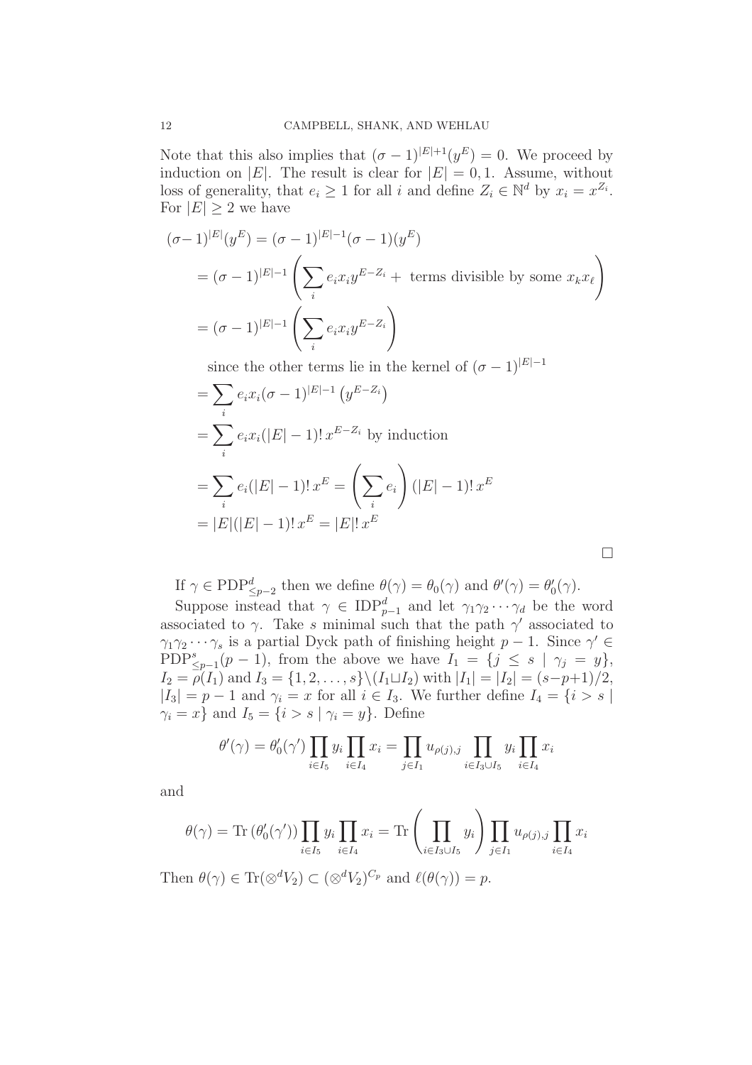Note that this also implies that $(\sigma-1)^{|E|+1}(y^E)=0$. We proceed by induction on $|E|$. The result is clear for $|E|=0,1$. Assume, without loss of generality, that $e_i \geq 1$ for all $i$ and define $Z_i \in \mathbb{N}^d$ by $x_i = x^{Z_i}$. For $|E|\geq 2$ we have

$$
\begin{aligned}
(\sigma-1)^{|E|}(y^E) &= (\sigma-1)^{|E|-1}(\sigma-1)(y^E)\\
&= (\sigma-1)^{|E|-1}\left(\sum_i e_i x_i y^{E-Z_i} + \text{ terms divisible by some } x_k x_\ell\right)\\
&= (\sigma-1)^{|E|-1}\left(\sum_i e_i x_i y^{E-Z_i}\right)\\
&\quad \text{since the other terms lie in the kernel of } (\sigma-1)^{|E|-1}\\
&= \sum_i e_i x_i (\sigma-1)^{|E|-1}\left(y^{E-Z_i}\right)\\
&= \sum_i e_i x_i (|E|-1)!\, x^{E-Z_i} \text{ by induction}\\
&= \sum_i e_i (|E|-1)!\, x^E = \left(\sum_i e_i\right)(|E|-1)!\, x^E\\
&= |E|(|E|-1)!\, x^E = |E|!\, x^E
\end{aligned}
$$

□

If $\gamma \in \mathrm{PDP}^d_{\leq p-2}$ then we define $\theta(\gamma)=\theta_0(\gamma)$ and $\theta'(\gamma)=\theta'_0(\gamma)$.

Suppose instead that $\gamma \in \mathrm{IDP}^d_{p-1}$ and let $\gamma_1\gamma_2\cdots\gamma_d$ be the word associated to $\gamma$. Take $s$ minimal such that the path $\gamma'$ associated to $\gamma_1\gamma_2\cdots\gamma_s$ is a partial Dyck path of finishing height $p-1$. Since $\gamma' \in \mathrm{PDP}^s_{\leq p-1}(p-1)$, from the above we have $I_1 = \{j \leq s \mid \gamma_j = y\}$, $I_2 = \rho(I_1)$ and $I_3 = \{1,2,\ldots,s\}\setminus(I_1 \sqcup I_2)$ with $|I_1|=|I_2|=(s-p+1)/2$, $|I_3| = p-1$ and $\gamma_i = x$ for all $i \in I_3$. We further define $I_4 = \{i > s \mid \gamma_i = x\}$ and $I_5 = \{i > s \mid \gamma_i = y\}$. Define

$$
\theta'(\gamma) = \theta'_0(\gamma')\prod_{i\in I_5} y_i \prod_{i\in I_4} x_i = \prod_{j\in I_1} u_{\rho(j),j}\prod_{i\in I_3\cup I_5} y_i \prod_{i\in I_4} x_i
$$

and

$$
\theta(\gamma) = \mathrm{Tr}\left(\theta'_0(\gamma')\right)\prod_{i\in I_5} y_i \prod_{i\in I_4} x_i = \mathrm{Tr}\left(\prod_{i\in I_3\cup I_5} y_i\right)\prod_{j\in I_1} u_{\rho(j),j}\prod_{i\in I_4} x_i
$$

Then $\theta(\gamma)\in \mathrm{Tr}(\otimes^d V_2)\subset (\otimes^d V_2)^{C_p}$ and $\ell(\theta(\gamma))=p$.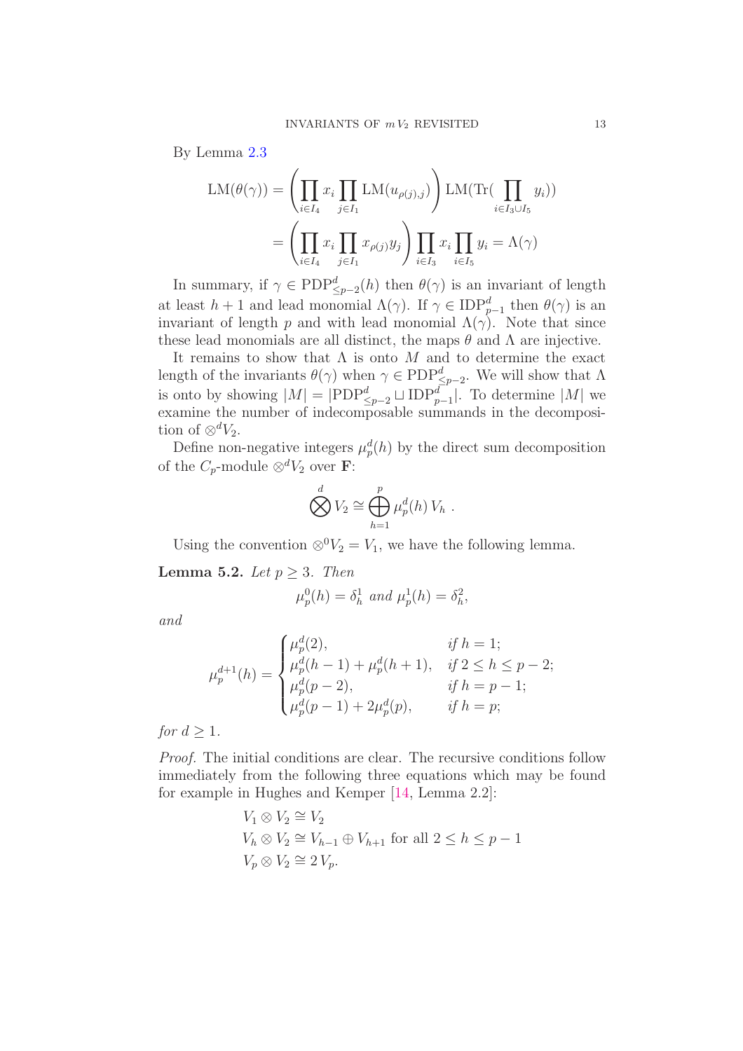By Lemma 2.3

$$\begin{aligned}
\mathrm{LM}(\theta(\gamma)) &= \left(\prod_{i\in I_4} x_i \prod_{j\in I_1} \mathrm{LM}(u_{\rho(j),j})\right) \mathrm{LM}(\mathrm{Tr}(\prod_{i\in I_3\cup I_5} y_i)) \\
&= \left(\prod_{i\in I_4} x_i \prod_{j\in I_1} x_{\rho(j)} y_j\right) \prod_{i\in I_3} x_i \prod_{i\in I_5} y_i = \Lambda(\gamma)
\end{aligned}$$

In summary, if $\gamma \in \mathrm{PDP}^d_{\le p-2}(h)$ then $\theta(\gamma)$ is an invariant of length at least $h+1$ and lead monomial $\Lambda(\gamma)$. If $\gamma \in \mathrm{IDP}^d_{p-1}$ then $\theta(\gamma)$ is an invariant of length $p$ and with lead monomial $\Lambda(\gamma)$. Note that since these lead monomials are all distinct, the maps $\theta$ and $\Lambda$ are injective.

It remains to show that $\Lambda$ is onto $M$ and to determine the exact length of the invariants $\theta(\gamma)$ when $\gamma \in \mathrm{PDP}^d_{\le p-2}$. We will show that $\Lambda$ is onto by showing $|M| = |\mathrm{PDP}^d_{\le p-2} \sqcup \mathrm{IDP}^d_{p-1}|$. To determine $|M|$ we examine the number of indecomposable summands in the decomposition of $\otimes^d V_2$.

Define non-negative integers $\mu^d_p(h)$ by the direct sum decomposition of the $C_p$-module $\otimes^d V_2$ over $\mathbf{F}$:

$$\bigotimes^d V_2 \cong \bigoplus_{h=1}^{p} \mu^d_p(h)\, V_h\ .$$

Using the convention $\otimes^0 V_2 = V_1$, we have the following lemma.

**Lemma 5.2.** *Let $p \ge 3$. Then*

$$\mu^0_p(h) = \delta^1_h \text{ and } \mu^1_p(h) = \delta^2_h,$$

*and*

$$\mu^{d+1}_p(h) = \begin{cases} \mu^d_p(2), & \text{if } h = 1; \\ \mu^d_p(h-1) + \mu^d_p(h+1), & \text{if } 2 \le h \le p-2; \\ \mu^d_p(p-2), & \text{if } h = p-1; \\ \mu^d_p(p-1) + 2\mu^d_p(p), & \text{if } h = p; \end{cases}$$

*for $d \ge 1$.*

*Proof.* The initial conditions are clear. The recursive conditions follow immediately from the following three equations which may be found for example in Hughes and Kemper [14, Lemma 2.2]:

$$\begin{aligned}
&V_1 \otimes V_2 \cong V_2 \\
&V_h \otimes V_2 \cong V_{h-1} \oplus V_{h+1} \text{ for all } 2 \le h \le p-1 \\
&V_p \otimes V_2 \cong 2\, V_p.
\end{aligned}$$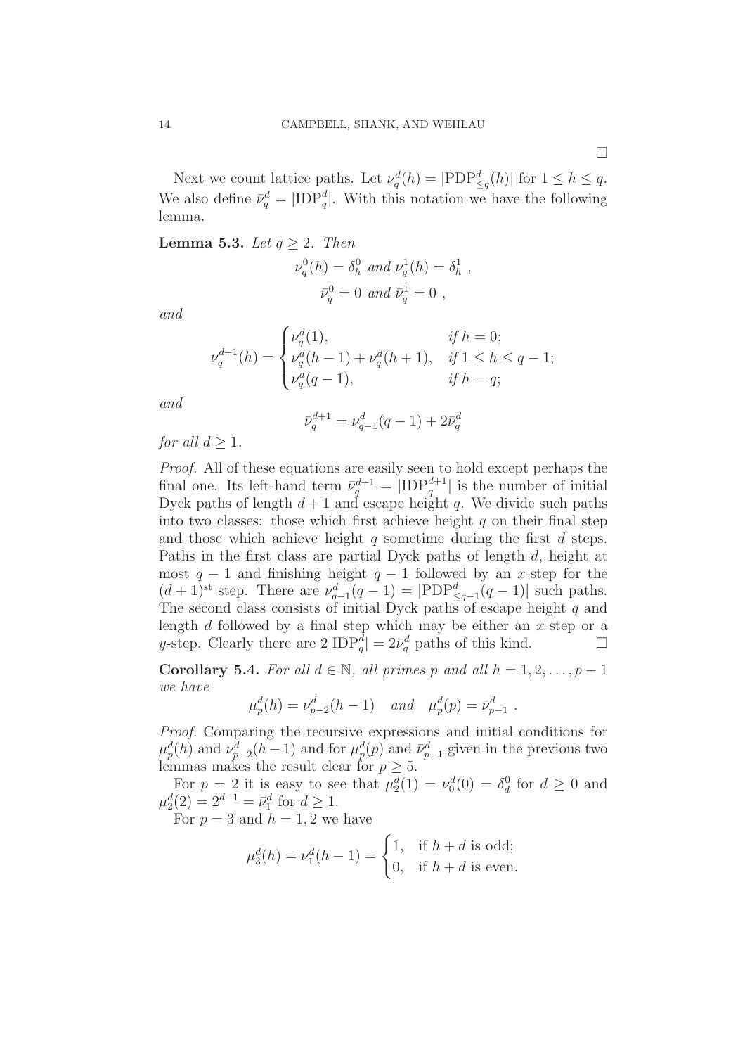□

Next we count lattice paths. Let $\nu_q^d(h) = |\mathrm{PDP}^d_{\leq q}(h)|$ for $1 \leq h \leq q$. We also define $\bar{\nu}_q^d = |\mathrm{IDP}_q^d|$. With this notation we have the following lemma.

**Lemma 5.3.** *Let $q \geq 2$. Then*

$$\nu_q^0(h) = \delta_h^0 \text{ and } \nu_q^1(h) = \delta_h^1 \ ,$$
$$\bar{\nu}_q^0 = 0 \text{ and } \bar{\nu}_q^1 = 0 \ ,$$

*and*

$$\nu_q^{d+1}(h) = \begin{cases} \nu_q^d(1), & \text{if } h = 0; \\ \nu_q^d(h-1) + \nu_q^d(h+1), & \text{if } 1 \leq h \leq q-1; \\ \nu_q^d(q-1), & \text{if } h = q; \end{cases}$$

*and*

$$\bar{\nu}_q^{d+1} = \nu_{q-1}^d(q-1) + 2\bar{\nu}_q^d$$

*for all $d \geq 1$.*

*Proof.* All of these equations are easily seen to hold except perhaps the final one. Its left-hand term $\bar{\nu}_q^{d+1} = |\mathrm{IDP}_q^{d+1}|$ is the number of initial Dyck paths of length $d+1$ and escape height $q$. We divide such paths into two classes: those which first achieve height $q$ on their final step and those which achieve height $q$ sometime during the first $d$ steps. Paths in the first class are partial Dyck paths of length $d$, height at most $q-1$ and finishing height $q-1$ followed by an $x$-step for the $(d+1)^{\text{st}}$ step. There are $\nu_{q-1}^d(q-1) = |\mathrm{PDP}^d_{\leq q-1}(q-1)|$ such paths. The second class consists of initial Dyck paths of escape height $q$ and length $d$ followed by a final step which may be either an $x$-step or a $y$-step. Clearly there are $2|\mathrm{IDP}_q^d| = 2\bar{\nu}_q^d$ paths of this kind. □

**Corollary 5.4.** *For all $d \in \mathbb{N}$, all primes $p$ and all $h = 1, 2, \ldots, p-1$ we have*

$$\mu_p^d(h) = \nu_{p-2}^d(h-1) \quad \text{and} \quad \mu_p^d(p) = \bar{\nu}_{p-1}^d \ .$$

*Proof.* Comparing the recursive expressions and initial conditions for $\mu_p^d(h)$ and $\nu_{p-2}^d(h-1)$ and for $\mu_p^d(p)$ and $\bar{\nu}_{p-1}^d$ given in the previous two lemmas makes the result clear for $p \geq 5$.

For $p = 2$ it is easy to see that $\mu_2^d(1) = \nu_0^d(0) = \delta_d^0$ for $d \geq 0$ and $\mu_2^d(2) = 2^{d-1} = \bar{\nu}_1^d$ for $d \geq 1$.

For $p = 3$ and $h = 1, 2$ we have

$$\mu_3^d(h) = \nu_1^d(h-1) = \begin{cases} 1, & \text{if } h+d \text{ is odd;} \\ 0, & \text{if } h+d \text{ is even.} \end{cases}$$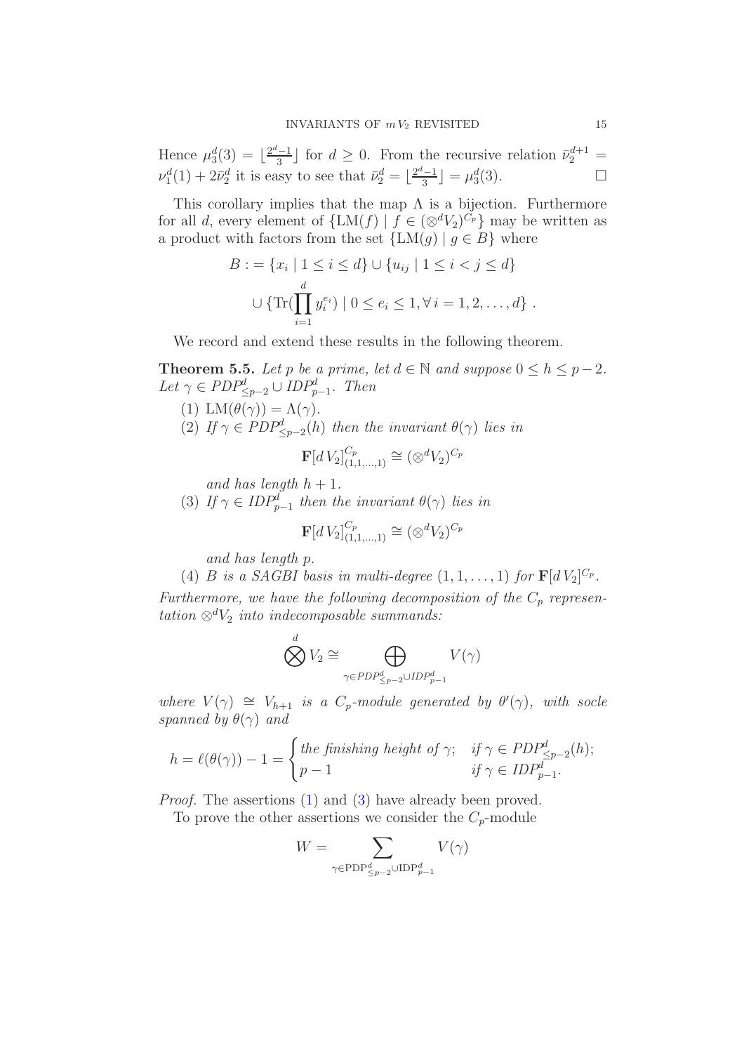Hence $\mu_3^d(3) = \lfloor \frac{2^d-1}{3} \rfloor$ for $d \geq 0$. From the recursive relation $\bar{\nu}_2^{d+1} = \nu_1^d(1) + 2\bar{\nu}_2^d$ it is easy to see that $\bar{\nu}_2^d = \lfloor \frac{2^d-1}{3} \rfloor = \mu_3^d(3)$. $\square$

This corollary implies that the map $\Lambda$ is a bijection. Furthermore for all $d$, every element of $\{\mathrm{LM}(f) \mid f \in (\otimes^d V_2)^{C_p}\}$ may be written as a product with factors from the set $\{\mathrm{LM}(g) \mid g \in B\}$ where

$$B := \{x_i \mid 1 \leq i \leq d\} \cup \{u_{ij} \mid 1 \leq i < j \leq d\}$$
$$\cup \{\mathrm{Tr}(\prod_{i=1}^{d} y_i^{e_i}) \mid 0 \leq e_i \leq 1, \forall\, i = 1, 2, \ldots, d\}\ .$$

We record and extend these results in the following theorem.

**Theorem 5.5.** *Let $p$ be a prime, let $d \in \mathbb{N}$ and suppose $0 \leq h \leq p-2$. Let $\gamma \in PDP^d_{\leq p-2} \cup IDP^d_{p-1}$. Then*

1. $\mathrm{LM}(\theta(\gamma)) = \Lambda(\gamma)$.
2. *If $\gamma \in PDP^d_{\leq p-2}(h)$ then the invariant $\theta(\gamma)$ lies in*
$$\mathbf{F}[d\,V_2]^{C_p}_{(1,1,\ldots,1)} \cong (\otimes^d V_2)^{C_p}$$
*and has length $h+1$.*
3. *If $\gamma \in IDP^d_{p-1}$ then the invariant $\theta(\gamma)$ lies in*
$$\mathbf{F}[d\,V_2]^{C_p}_{(1,1,\ldots,1)} \cong (\otimes^d V_2)^{C_p}$$
*and has length $p$.*
4. *$B$ is a SAGBI basis in multi-degree $(1,1,\ldots,1)$ for $\mathbf{F}[d\,V_2]^{C_p}$.*

*Furthermore, we have the following decomposition of the $C_p$ representation $\otimes^d V_2$ into indecomposable summands:*

$$\bigotimes^d V_2 \cong \bigoplus_{\gamma \in PDP^d_{\leq p-2} \cup IDP^d_{p-1}} V(\gamma)$$

*where $V(\gamma) \cong V_{h+1}$ is a $C_p$-module generated by $\theta'(\gamma)$, with socle spanned by $\theta(\gamma)$ and*

$$h = \ell(\theta(\gamma)) - 1 = \begin{cases} \text{the finishing height of } \gamma; & \text{if } \gamma \in PDP^d_{\leq p-2}(h); \\ p-1 & \text{if } \gamma \in IDP^d_{p-1}. \end{cases}$$

*Proof.* The assertions (1) and (3) have already been proved.

To prove the other assertions we consider the $C_p$-module

$$W = \sum_{\gamma \in \mathrm{PDP}^d_{\leq p-2} \cup \mathrm{IDP}^d_{p-1}} V(\gamma)$$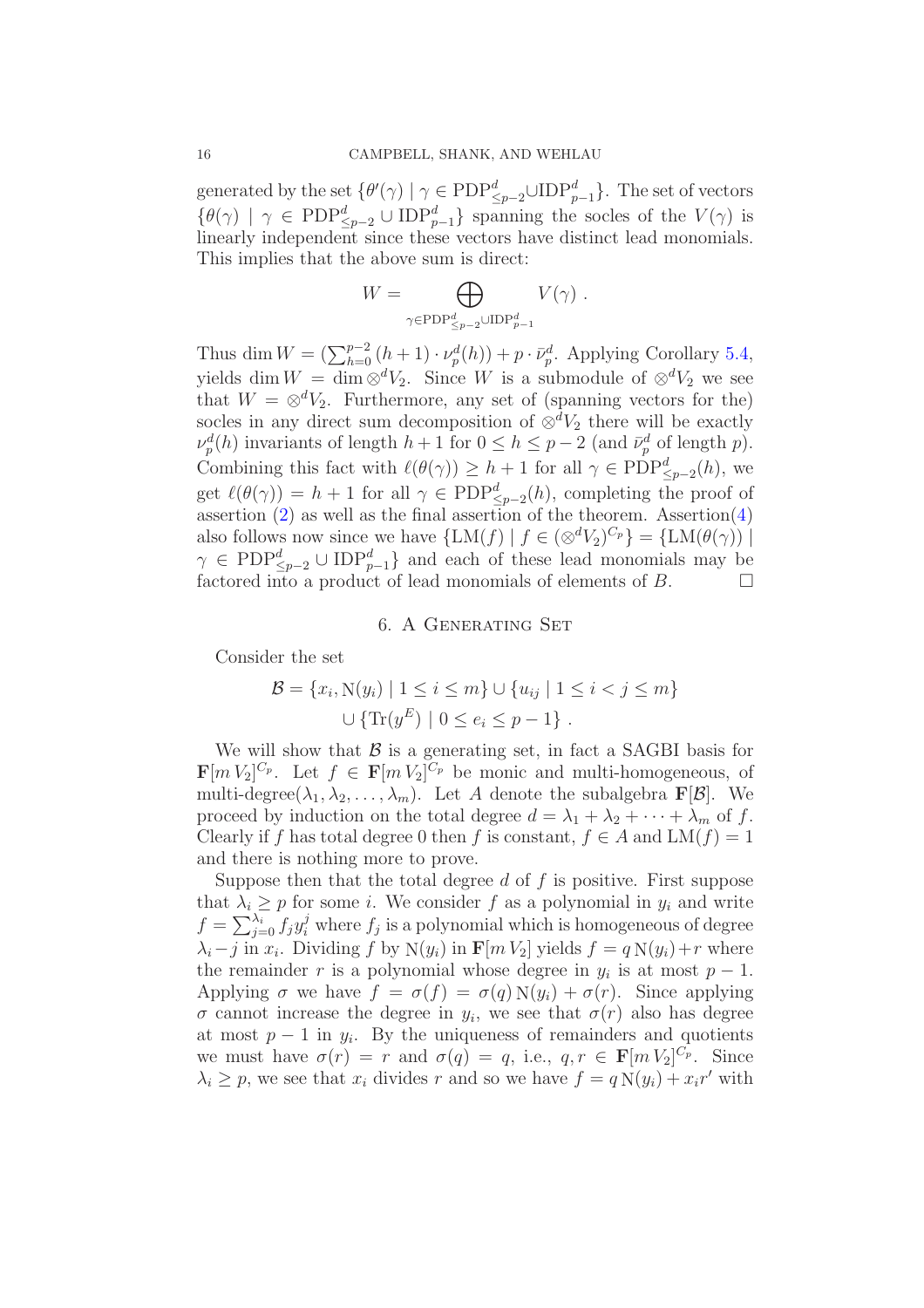generated by the set $\{\theta'(\gamma) \mid \gamma \in \mathrm{PDP}^d_{\leq p-2} \cup \mathrm{IDP}^d_{p-1}\}$. The set of vectors $\{\theta(\gamma) \mid \gamma \in \mathrm{PDP}^d_{\leq p-2} \cup \mathrm{IDP}^d_{p-1}\}$ spanning the socles of the $V(\gamma)$ is linearly independent since these vectors have distinct lead monomials. This implies that the above sum is direct:

$$W = \bigoplus_{\gamma \in \mathrm{PDP}^d_{\leq p-2} \cup \mathrm{IDP}^d_{p-1}} V(\gamma) \ .$$

Thus $\dim W = (\sum_{h=0}^{p-2} (h+1) \cdot \nu_p^d(h)) + p \cdot \bar{\nu}_p^d$. Applying Corollary 5.4, yields $\dim W = \dim \otimes^d V_2$. Since $W$ is a submodule of $\otimes^d V_2$ we see that $W = \otimes^d V_2$. Furthermore, any set of (spanning vectors for the) socles in any direct sum decomposition of $\otimes^d V_2$ there will be exactly $\nu_p^d(h)$ invariants of length $h+1$ for $0 \leq h \leq p-2$ (and $\bar{\nu}_p^d$ of length $p$). Combining this fact with $\ell(\theta(\gamma)) \geq h+1$ for all $\gamma \in \mathrm{PDP}^d_{\leq p-2}(h)$, we get $\ell(\theta(\gamma)) = h+1$ for all $\gamma \in \mathrm{PDP}^d_{\leq p-2}(h)$, completing the proof of assertion (2) as well as the final assertion of the theorem. Assertion(4) also follows now since we have $\{\mathrm{LM}(f) \mid f \in (\otimes^d V_2)^{C_p}\} = \{\mathrm{LM}(\theta(\gamma)) \mid \gamma \in \mathrm{PDP}^d_{\leq p-2} \cup \mathrm{IDP}^d_{p-1}\}$ and each of these lead monomials may be factored into a product of lead monomials of elements of $B$. □

## 6. A Generating Set

Consider the set

$$\begin{aligned}\mathcal{B} = &\{x_i, \mathrm{N}(y_i) \mid 1 \leq i \leq m\} \cup \{u_{ij} \mid 1 \leq i < j \leq m\} \\ &\cup \{\mathrm{Tr}(y^E) \mid 0 \leq e_i \leq p-1\} \ .\end{aligned}$$

We will show that $\mathcal{B}$ is a generating set, in fact a SAGBI basis for $\mathbf{F}[m\,V_2]^{C_p}$. Let $f \in \mathbf{F}[m\,V_2]^{C_p}$ be monic and multi-homogeneous, of multi-degree$(\lambda_1, \lambda_2, \ldots, \lambda_m)$. Let $A$ denote the subalgebra $\mathbf{F}[\mathcal{B}]$. We proceed by induction on the total degree $d = \lambda_1 + \lambda_2 + \cdots + \lambda_m$ of $f$. Clearly if $f$ has total degree 0 then $f$ is constant, $f \in A$ and $\mathrm{LM}(f) = 1$ and there is nothing more to prove.

Suppose then that the total degree $d$ of $f$ is positive. First suppose that $\lambda_i \geq p$ for some $i$. We consider $f$ as a polynomial in $y_i$ and write $f = \sum_{j=0}^{\lambda_i} f_j y_i^j$ where $f_j$ is a polynomial which is homogeneous of degree $\lambda_i - j$ in $x_i$. Dividing $f$ by $\mathrm{N}(y_i)$ in $\mathbf{F}[m\,V_2]$ yields $f = q\,\mathrm{N}(y_i) + r$ where the remainder $r$ is a polynomial whose degree in $y_i$ is at most $p-1$. Applying $\sigma$ we have $f = \sigma(f) = \sigma(q)\,\mathrm{N}(y_i) + \sigma(r)$. Since applying $\sigma$ cannot increase the degree in $y_i$, we see that $\sigma(r)$ also has degree at most $p-1$ in $y_i$. By the uniqueness of remainders and quotients we must have $\sigma(r) = r$ and $\sigma(q) = q$, i.e., $q, r \in \mathbf{F}[m\,V_2]^{C_p}$. Since $\lambda_i \geq p$, we see that $x_i$ divides $r$ and so we have $f = q\,\mathrm{N}(y_i) + x_i r'$ with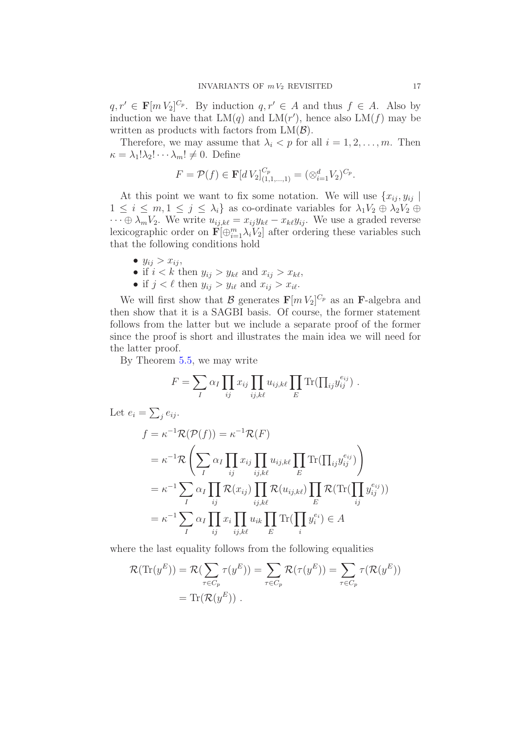$q, r' \in \mathbf{F}[m\,V_2]^{C_p}$. By induction $q, r' \in A$ and thus $f \in A$. Also by induction we have that $\mathrm{LM}(q)$ and $\mathrm{LM}(r')$, hence also $\mathrm{LM}(f)$ may be written as products with factors from $\mathrm{LM}(\mathcal{B})$.

Therefore, we may assume that $\lambda_i < p$ for all $i = 1, 2, \ldots, m$. Then $\kappa = \lambda_1! \lambda_2! \cdots \lambda_m! \neq 0$. Define

$$F = \mathcal{P}(f) \in \mathbf{F}[d\,V_2]^{C_p}_{(1,1,\ldots,1)} = (\otimes_{i=1}^{d} V_2)^{C_p}.$$

At this point we want to fix some notation. We will use $\{x_{ij}, y_{ij} \mid 1 \le i \le m, 1 \le j \le \lambda_i\}$ as co-ordinate variables for $\lambda_1 V_2 \oplus \lambda_2 V_2 \oplus \cdots \oplus \lambda_m V_2$. We write $u_{ij,k\ell} = x_{ij} y_{k\ell} - x_{k\ell} y_{ij}$. We use a graded reverse lexicographic order on $\mathbf{F}[\oplus_{i=1}^{m} \lambda_i V_2]$ after ordering these variables such that the following conditions hold

- $y_{ij} > x_{ij}$,
- if $i < k$ then $y_{ij} > y_{k\ell}$ and $x_{ij} > x_{k\ell}$,
- if $j < \ell$ then $y_{ij} > y_{i\ell}$ and $x_{ij} > x_{i\ell}$.

We will first show that $\mathcal{B}$ generates $\mathbf{F}[m\,V_2]^{C_p}$ as an $\mathbf{F}$-algebra and then show that it is a SAGBI basis. Of course, the former statement follows from the latter but we include a separate proof of the former since the proof is short and illustrates the main idea we will need for the latter proof.

By Theorem 5.5, we may write

$$F = \sum_I \alpha_I \prod_{ij} x_{ij} \prod_{ij,k\ell} u_{ij,k\ell} \prod_E \mathrm{Tr}(\textstyle\prod_{ij} y_{ij}^{e_{ij}}) \ .$$

Let $e_i = \sum_j e_{ij}$.

$$\begin{aligned}
f &= \kappa^{-1} \mathcal{R}(\mathcal{P}(f)) = \kappa^{-1} \mathcal{R}(F) \\
&= \kappa^{-1} \mathcal{R} \left( \sum_I \alpha_I \prod_{ij} x_{ij} \prod_{ij,k\ell} u_{ij,k\ell} \prod_E \mathrm{Tr}(\textstyle\prod_{ij} y_{ij}^{e_{ij}}) \right) \\
&= \kappa^{-1} \sum_I \alpha_I \prod_{ij} \mathcal{R}(x_{ij}) \prod_{ij,k\ell} \mathcal{R}(u_{ij,k\ell}) \prod_E \mathcal{R}(\mathrm{Tr}(\prod_{ij} y_{ij}^{e_{ij}})) \\
&= \kappa^{-1} \sum_I \alpha_I \prod_{ij} x_i \prod_{ij,k\ell} u_{ik} \prod_E \mathrm{Tr}(\prod_i y_i^{e_i}) \in A
\end{aligned}$$

where the last equality follows from the following equalities

$$\begin{aligned}
\mathcal{R}(\mathrm{Tr}(y^E)) &= \mathcal{R}(\sum_{\tau \in C_p} \tau(y^E)) = \sum_{\tau \in C_p} \mathcal{R}(\tau(y^E)) = \sum_{\tau \in C_p} \tau(\mathcal{R}(y^E)) \\
&= \mathrm{Tr}(\mathcal{R}(y^E)) \ .
\end{aligned}$$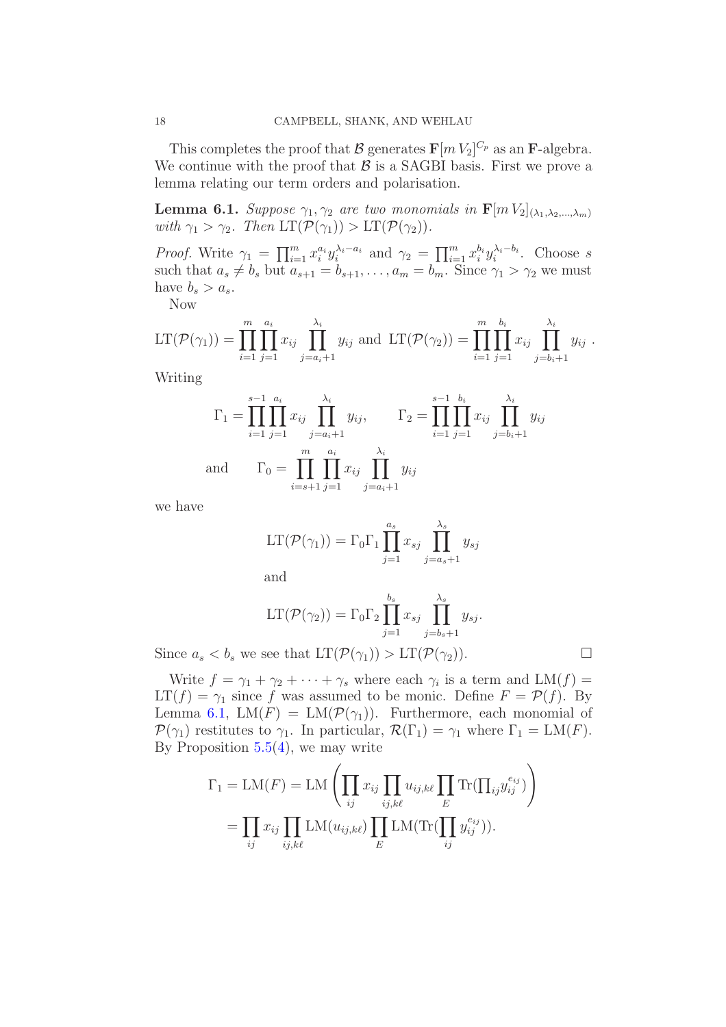This completes the proof that $\mathcal{B}$ generates $\mathbf{F}[m\,V_2]^{C_p}$ as an $\mathbf{F}$-algebra. We continue with the proof that $\mathcal{B}$ is a SAGBI basis. First we prove a lemma relating our term orders and polarisation.

**Lemma 6.1.** *Suppose $\gamma_1, \gamma_2$ are two monomials in $\mathbf{F}[m\,V_2]_{(\lambda_1,\lambda_2,\ldots,\lambda_m)}$ with $\gamma_1 > \gamma_2$. Then $\mathrm{LT}(\mathcal{P}(\gamma_1)) > \mathrm{LT}(\mathcal{P}(\gamma_2))$.*

*Proof.* Write $\gamma_1 = \prod_{i=1}^m x_i^{a_i} y_i^{\lambda_i - a_i}$ and $\gamma_2 = \prod_{i=1}^m x_i^{b_i} y_i^{\lambda_i - b_i}$. Choose $s$ such that $a_s \neq b_s$ but $a_{s+1} = b_{s+1}, \ldots, a_m = b_m$. Since $\gamma_1 > \gamma_2$ we must have $b_s > a_s$.

Now

$$\mathrm{LT}(\mathcal{P}(\gamma_1)) = \prod_{i=1}^m \prod_{j=1}^{a_i} x_{ij} \prod_{j=a_i+1}^{\lambda_i} y_{ij} \text{ and } \mathrm{LT}(\mathcal{P}(\gamma_2)) = \prod_{i=1}^m \prod_{j=1}^{b_i} x_{ij} \prod_{j=b_i+1}^{\lambda_i} y_{ij}\ .$$

Writing

$$\Gamma_1 = \prod_{i=1}^{s-1} \prod_{j=1}^{a_i} x_{ij} \prod_{j=a_i+1}^{\lambda_i} y_{ij}, \qquad \Gamma_2 = \prod_{i=1}^{s-1} \prod_{j=1}^{b_i} x_{ij} \prod_{j=b_i+1}^{\lambda_i} y_{ij}$$

$$\text{and} \qquad \Gamma_0 = \prod_{i=s+1}^{m} \prod_{j=1}^{a_i} x_{ij} \prod_{j=a_i+1}^{\lambda_i} y_{ij}$$

we have

$$\mathrm{LT}(\mathcal{P}(\gamma_1)) = \Gamma_0 \Gamma_1 \prod_{j=1}^{a_s} x_{sj} \prod_{j=a_s+1}^{\lambda_s} y_{sj}$$

and

$$\mathrm{LT}(\mathcal{P}(\gamma_2)) = \Gamma_0 \Gamma_2 \prod_{j=1}^{b_s} x_{sj} \prod_{j=b_s+1}^{\lambda_s} y_{sj}.$$

Since $a_s < b_s$ we see that $\mathrm{LT}(\mathcal{P}(\gamma_1)) > \mathrm{LT}(\mathcal{P}(\gamma_2))$. $\square$

Write $f = \gamma_1 + \gamma_2 + \cdots + \gamma_s$ where each $\gamma_i$ is a term and $\mathrm{LM}(f) = \mathrm{LT}(f) = \gamma_1$ since $f$ was assumed to be monic. Define $F = \mathcal{P}(f)$. By Lemma 6.1, $\mathrm{LM}(F) = \mathrm{LM}(\mathcal{P}(\gamma_1))$. Furthermore, each monomial of $\mathcal{P}(\gamma_1)$ restitutes to $\gamma_1$. In particular, $\mathcal{R}(\Gamma_1) = \gamma_1$ where $\Gamma_1 = \mathrm{LM}(F)$. By Proposition 5.5(4), we may write

$$\begin{aligned}
\Gamma_1 = \mathrm{LM}(F) &= \mathrm{LM}\left( \prod_{ij} x_{ij} \prod_{ij,k\ell} u_{ij,k\ell} \prod_E \mathrm{Tr}(\textstyle\prod_{ij} y_{ij}^{e_{ij}}) \right) \\
&= \prod_{ij} x_{ij} \prod_{ij,k\ell} \mathrm{LM}(u_{ij,k\ell}) \prod_E \mathrm{LM}(\mathrm{Tr}(\prod_{ij} y_{ij}^{e_{ij}})).
\end{aligned}$$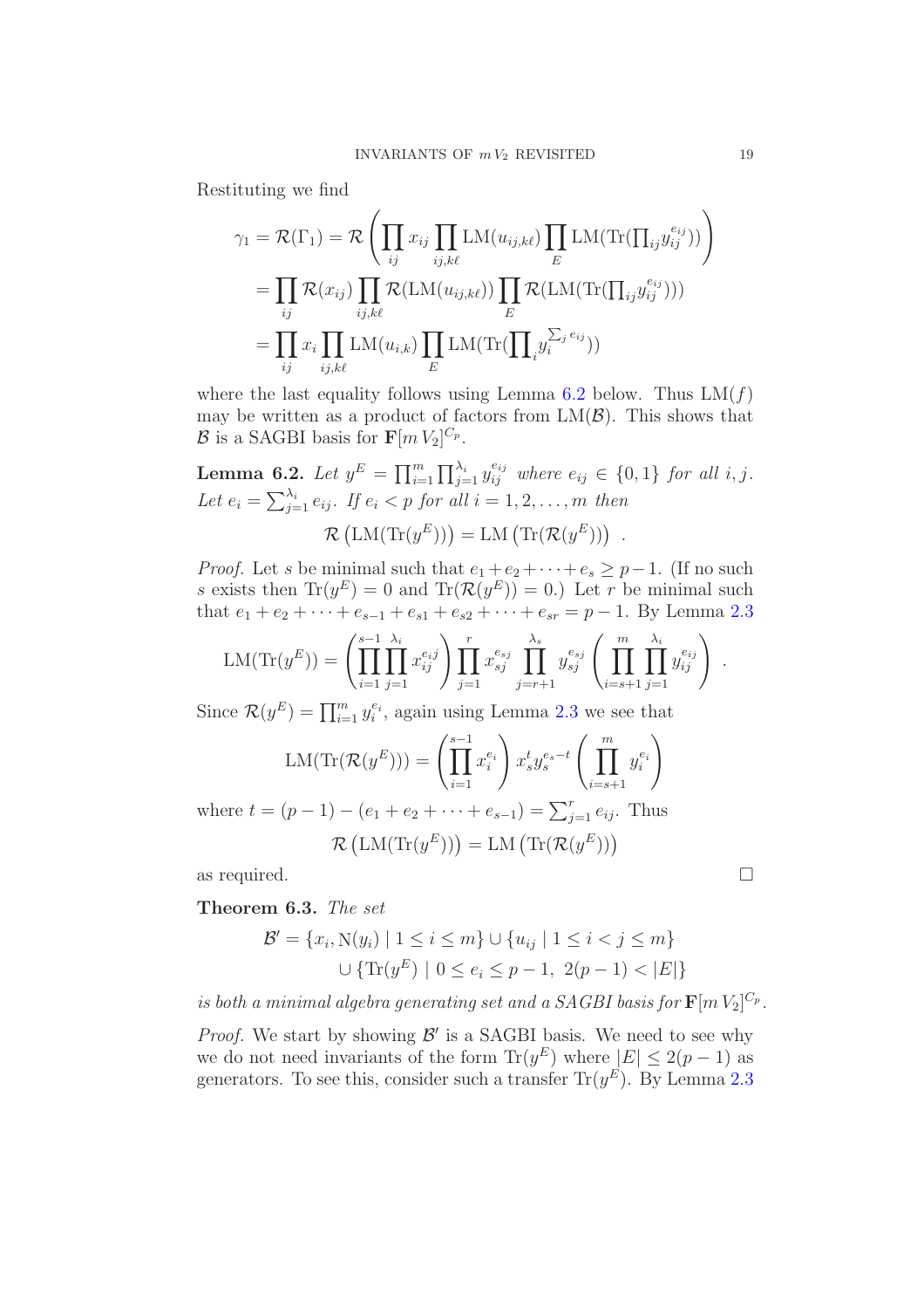Restituting we find

$$
\begin{aligned}
\gamma_1 = \mathcal{R}(\Gamma_1) &= \mathcal{R}\left(\prod_{ij} x_{ij} \prod_{ij,k\ell} \mathrm{LM}(u_{ij,k\ell}) \prod_{E} \mathrm{LM}(\mathrm{Tr}(\textstyle\prod_{ij} y_{ij}^{e_{ij}}))\right) \\
&= \prod_{ij} \mathcal{R}(x_{ij}) \prod_{ij,k\ell} \mathcal{R}(\mathrm{LM}(u_{ij,k\ell})) \prod_{E} \mathcal{R}(\mathrm{LM}(\mathrm{Tr}(\textstyle\prod_{ij} y_{ij}^{e_{ij}}))) \\
&= \prod_{ij} x_i \prod_{ij,k\ell} \mathrm{LM}(u_{i,k}) \prod_{E} \mathrm{LM}(\mathrm{Tr}(\textstyle\prod_{i} y_i^{\sum_j e_{ij}}))
\end{aligned}
$$

where the last equality follows using Lemma 6.2 below. Thus $\mathrm{LM}(f)$ may be written as a product of factors from $\mathrm{LM}(\mathcal{B})$. This shows that $\mathcal{B}$ is a SAGBI basis for $\mathbf{F}[m\,V_2]^{C_p}$.

**Lemma 6.2.** *Let $y^E = \prod_{i=1}^{m} \prod_{j=1}^{\lambda_i} y_{ij}^{e_{ij}}$ where $e_{ij} \in \{0,1\}$ for all $i,j$. Let $e_i = \sum_{j=1}^{\lambda_i} e_{ij}$. If $e_i < p$ for all $i = 1, 2, \ldots, m$ then*

$$
\mathcal{R}\left(\mathrm{LM}(\mathrm{Tr}(y^E))\right) = \mathrm{LM}\left(\mathrm{Tr}(\mathcal{R}(y^E))\right) .
$$

*Proof.* Let $s$ be minimal such that $e_1 + e_2 + \cdots + e_s \geq p-1$. (If no such $s$ exists then $\mathrm{Tr}(y^E) = 0$ and $\mathrm{Tr}(\mathcal{R}(y^E)) = 0$.) Let $r$ be minimal such that $e_1 + e_2 + \cdots + e_{s-1} + e_{s1} + e_{s2} + \cdots + e_{sr} = p-1$. By Lemma 2.3

$$
\mathrm{LM}(\mathrm{Tr}(y^E)) = \left(\prod_{i=1}^{s-1} \prod_{j=1}^{\lambda_i} x_{ij}^{e_{ij}}\right) \prod_{j=1}^{r} x_{sj}^{e_{sj}} \prod_{j=r+1}^{\lambda_s} y_{sj}^{e_{sj}} \left(\prod_{i=s+1}^{m} \prod_{j=1}^{\lambda_i} y_{ij}^{e_{ij}}\right) .
$$

Since $\mathcal{R}(y^E) = \prod_{i=1}^{m} y_i^{e_i}$, again using Lemma 2.3 we see that

$$
\mathrm{LM}(\mathrm{Tr}(\mathcal{R}(y^E))) = \left(\prod_{i=1}^{s-1} x_i^{e_i}\right) x_s^t y_s^{e_s - t} \left(\prod_{i=s+1}^{m} y_i^{e_i}\right)
$$

where $t = (p-1) - (e_1 + e_2 + \cdots + e_{s-1}) = \sum_{j=1}^{r} e_{ij}$. Thus

$$
\mathcal{R}\left(\mathrm{LM}(\mathrm{Tr}(y^E))\right) = \mathrm{LM}\left(\mathrm{Tr}(\mathcal{R}(y^E))\right)
$$

as required. $\square$

**Theorem 6.3.** *The set*

$$
\begin{aligned}
\mathcal{B}' = \{x_i, \mathrm{N}(y_i) \mid 1 \leq i \leq m\} &\cup \{u_{ij} \mid 1 \leq i < j \leq m\} \\
&\cup \{\mathrm{Tr}(y^E) \mid 0 \leq e_i \leq p-1,\ 2(p-1) < |E|\}
\end{aligned}
$$

*is both a minimal algebra generating set and a SAGBI basis for $\mathbf{F}[m\,V_2]^{C_p}$.*

*Proof.* We start by showing $\mathcal{B}'$ is a SAGBI basis. We need to see why we do not need invariants of the form $\mathrm{Tr}(y^E)$ where $|E| \leq 2(p-1)$ as generators. To see this, consider such a transfer $\mathrm{Tr}(y^E)$. By Lemma 2.3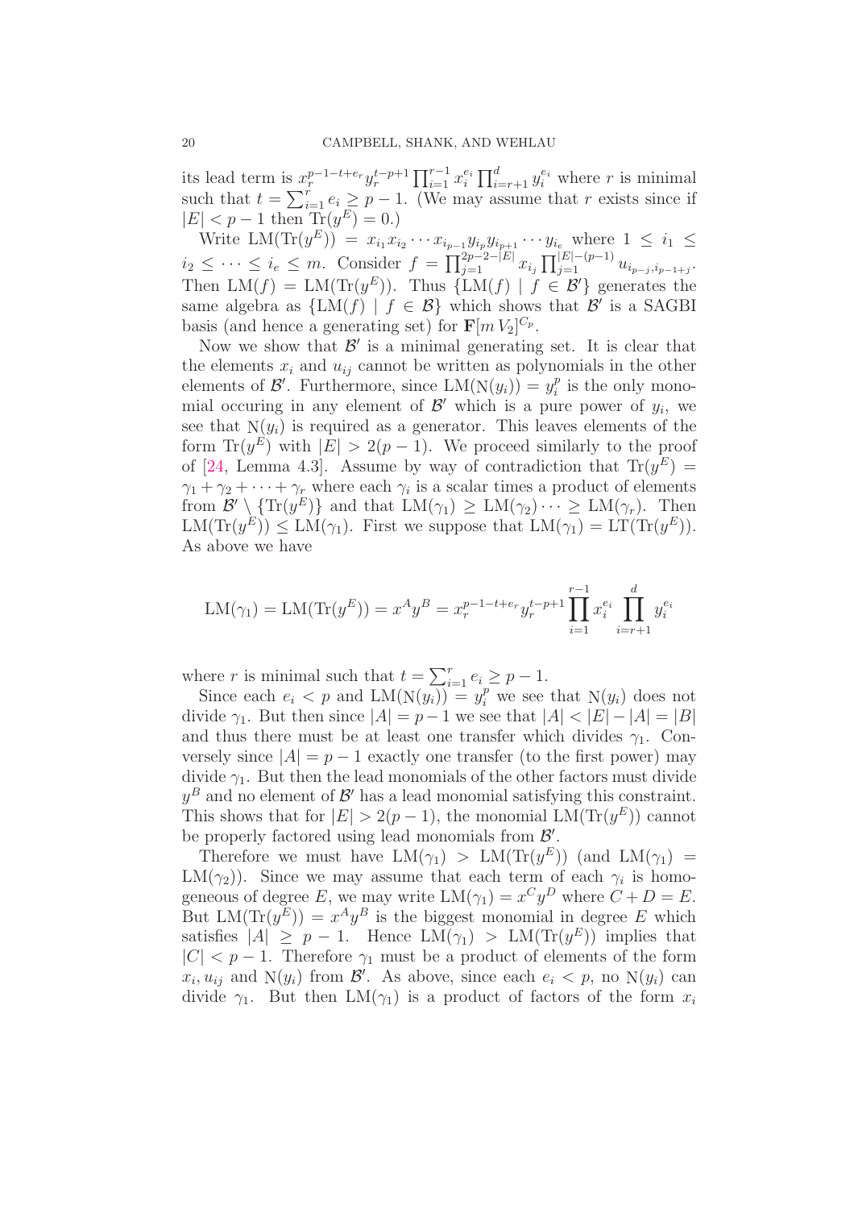its lead term is $x_r^{p-1-t+e_r} y_r^{t-p+1} \prod_{i=1}^{r-1} x_i^{e_i} \prod_{i=r+1}^{d} y_i^{e_i}$ where $r$ is minimal such that $t = \sum_{i=1}^{r} e_i \geq p-1$. (We may assume that $r$ exists since if $|E| < p-1$ then $\mathrm{Tr}(y^E) = 0$.)

Write $\mathrm{LM}(\mathrm{Tr}(y^E)) = x_{i_1} x_{i_2} \cdots x_{i_{p-1}} y_{i_p} y_{i_{p+1}} \cdots y_{i_e}$ where $1 \leq i_1 \leq i_2 \leq \cdots \leq i_e \leq m$. Consider $f = \prod_{j=1}^{2p-2-|E|} x_{i_j} \prod_{j=1}^{|E|-(p-1)} u_{i_{p-j}, i_{p-1+j}}$. Then $\mathrm{LM}(f) = \mathrm{LM}(\mathrm{Tr}(y^E))$. Thus $\{\mathrm{LM}(f) \mid f \in \mathcal{B}'\}$ generates the same algebra as $\{\mathrm{LM}(f) \mid f \in \mathcal{B}\}$ which shows that $\mathcal{B}'$ is a SAGBI basis (and hence a generating set) for $\mathbf{F}[m\, V_2]^{C_p}$.

Now we show that $\mathcal{B}'$ is a minimal generating set. It is clear that the elements $x_i$ and $u_{ij}$ cannot be written as polynomials in the other elements of $\mathcal{B}'$. Furthermore, since $\mathrm{LM}(\mathrm{N}(y_i)) = y_i^p$ is the only monomial occuring in any element of $\mathcal{B}'$ which is a pure power of $y_i$, we see that $\mathrm{N}(y_i)$ is required as a generator. This leaves elements of the form $\mathrm{Tr}(y^E)$ with $|E| > 2(p-1)$. We proceed similarly to the proof of [24, Lemma 4.3]. Assume by way of contradiction that $\mathrm{Tr}(y^E) = \gamma_1 + \gamma_2 + \cdots + \gamma_r$ where each $\gamma_i$ is a scalar times a product of elements from $\mathcal{B}' \setminus \{\mathrm{Tr}(y^E)\}$ and that $\mathrm{LM}(\gamma_1) \geq \mathrm{LM}(\gamma_2) \cdots \geq \mathrm{LM}(\gamma_r)$. Then $\mathrm{LM}(\mathrm{Tr}(y^E)) \leq \mathrm{LM}(\gamma_1)$. First we suppose that $\mathrm{LM}(\gamma_1) = \mathrm{LT}(\mathrm{Tr}(y^E))$. As above we have

$$\mathrm{LM}(\gamma_1) = \mathrm{LM}(\mathrm{Tr}(y^E)) = x^A y^B = x_r^{p-1-t+e_r} y_r^{t-p+1} \prod_{i=1}^{r-1} x_i^{e_i} \prod_{i=r+1}^{d} y_i^{e_i}$$

where $r$ is minimal such that $t = \sum_{i=1}^{r} e_i \geq p-1$.

Since each $e_i < p$ and $\mathrm{LM}(\mathrm{N}(y_i)) = y_i^p$ we see that $\mathrm{N}(y_i)$ does not divide $\gamma_1$. But then since $|A| = p-1$ we see that $|A| < |E| - |A| = |B|$ and thus there must be at least one transfer which divides $\gamma_1$. Conversely since $|A| = p-1$ exactly one transfer (to the first power) may divide $\gamma_1$. But then the lead monomials of the other factors must divide $y^B$ and no element of $\mathcal{B}'$ has a lead monomial satisfying this constraint. This shows that for $|E| > 2(p-1)$, the monomial $\mathrm{LM}(\mathrm{Tr}(y^E))$ cannot be properly factored using lead monomials from $\mathcal{B}'$.

Therefore we must have $\mathrm{LM}(\gamma_1) > \mathrm{LM}(\mathrm{Tr}(y^E))$ (and $\mathrm{LM}(\gamma_1) = \mathrm{LM}(\gamma_2)$). Since we may assume that each term of each $\gamma_i$ is homogeneous of degree $E$, we may write $\mathrm{LM}(\gamma_1) = x^C y^D$ where $C + D = E$. But $\mathrm{LM}(\mathrm{Tr}(y^E)) = x^A y^B$ is the biggest monomial in degree $E$ which satisfies $|A| \geq p-1$. Hence $\mathrm{LM}(\gamma_1) > \mathrm{LM}(\mathrm{Tr}(y^E))$ implies that $|C| < p-1$. Therefore $\gamma_1$ must be a product of elements of the form $x_i$, $u_{ij}$ and $\mathrm{N}(y_i)$ from $\mathcal{B}'$. As above, since each $e_i < p$, no $\mathrm{N}(y_i)$ can divide $\gamma_1$. But then $\mathrm{LM}(\gamma_1)$ is a product of factors of the form $x_i$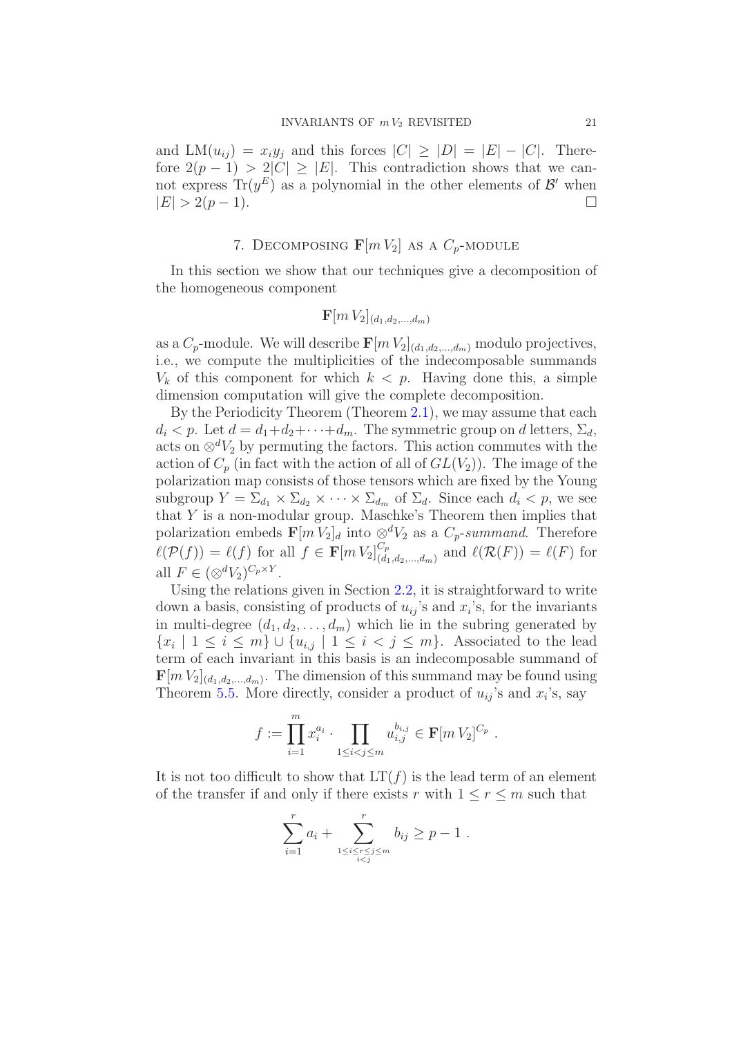and $\mathrm{LM}(u_{ij}) = x_i y_j$ and this forces $|C| \geq |D| = |E| - |C|$. Therefore $2(p-1) > 2|C| \geq |E|$. This contradiction shows that we cannot express $\mathrm{Tr}(y^E)$ as a polynomial in the other elements of $\mathcal{B}'$ when $|E| > 2(p-1)$. □

## 7. Decomposing $\mathbf{F}[m\,V_2]$ as a $C_p$-module

In this section we show that our techniques give a decomposition of the homogeneous component

$$\mathbf{F}[m\,V_2]_{(d_1,d_2,\ldots,d_m)}$$

as a $C_p$-module. We will describe $\mathbf{F}[m\,V_2]_{(d_1,d_2,\ldots,d_m)}$ modulo projectives, i.e., we compute the multiplicities of the indecomposable summands $V_k$ of this component for which $k < p$. Having done this, a simple dimension computation will give the complete decomposition.

By the Periodicity Theorem (Theorem 2.1), we may assume that each $d_i < p$. Let $d = d_1 + d_2 + \cdots + d_m$. The symmetric group on $d$ letters, $\Sigma_d$, acts on $\otimes^d V_2$ by permuting the factors. This action commutes with the action of $C_p$ (in fact with the action of all of $GL(V_2)$). The image of the polarization map consists of those tensors which are fixed by the Young subgroup $Y = \Sigma_{d_1} \times \Sigma_{d_2} \times \cdots \times \Sigma_{d_m}$ of $\Sigma_d$. Since each $d_i < p$, we see that $Y$ is a non-modular group. Maschke's Theorem then implies that polarization embeds $\mathbf{F}[m\,V_2]_d$ into $\otimes^d V_2$ as a *$C_p$-summand*. Therefore $\ell(\mathcal{P}(f)) = \ell(f)$ for all $f \in \mathbf{F}[m\,V_2]^{C_p}_{(d_1,d_2,\ldots,d_m)}$ and $\ell(\mathcal{R}(F)) = \ell(F)$ for all $F \in (\otimes^d V_2)^{C_p \times Y}$.

Using the relations given in Section 2.2, it is straightforward to write down a basis, consisting of products of $u_{ij}$'s and $x_i$'s, for the invariants in multi-degree $(d_1, d_2, \ldots, d_m)$ which lie in the subring generated by $\{x_i \mid 1 \leq i \leq m\} \cup \{u_{i,j} \mid 1 \leq i < j \leq m\}$. Associated to the lead term of each invariant in this basis is an indecomposable summand of $\mathbf{F}[m\,V_2]_{(d_1,d_2,\ldots,d_m)}$. The dimension of this summand may be found using Theorem 5.5. More directly, consider a product of $u_{ij}$'s and $x_i$'s, say

$$f := \prod_{i=1}^{m} x_i^{a_i} \cdot \prod_{1 \leq i < j \leq m} u_{i,j}^{b_{i,j}} \in \mathbf{F}[m\,V_2]^{C_p}\ .$$

It is not too difficult to show that $\mathrm{LT}(f)$ is the lead term of an element of the transfer if and only if there exists $r$ with $1 \leq r \leq m$ such that

$$\sum_{i=1}^{r} a_i + \sum_{\substack{1 \leq i \leq r \leq j \leq m \\ i<j}}^{r} b_{ij} \geq p - 1\ .$$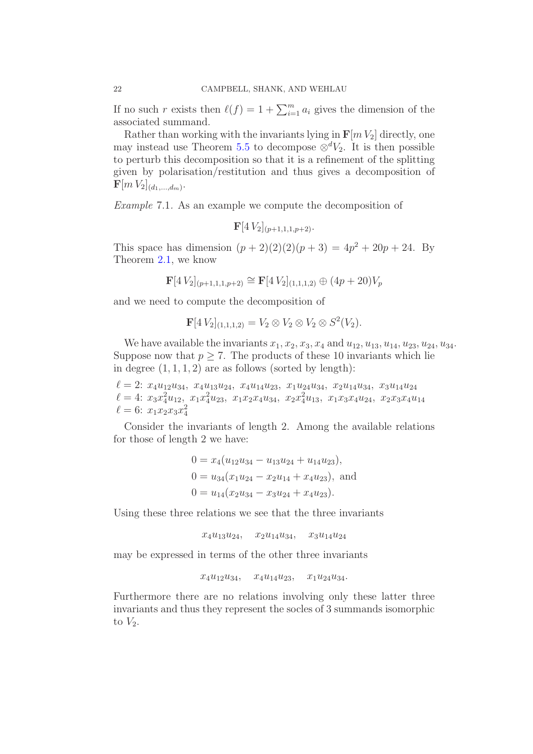If no such $r$ exists then $\ell(f) = 1 + \sum_{i=1}^{m} a_i$ gives the dimension of the associated summand.

Rather than working with the invariants lying in $\mathbf{F}[m\,V_2]$ directly, one may instead use Theorem 5.5 to decompose $\otimes^d V_2$. It is then possible to perturb this decomposition so that it is a refinement of the splitting given by polarisation/restitution and thus gives a decomposition of $\mathbf{F}[m\,V_2]_{(d_1,\ldots,d_m)}$.

*Example* 7.1. As an example we compute the decomposition of

$$\mathbf{F}[4\,V_2]_{(p+1,1,1,p+2)}.$$

This space has dimension $(p+2)(2)(2)(p+3) = 4p^2 + 20p + 24$. By Theorem 2.1, we know

$$\mathbf{F}[4\,V_2]_{(p+1,1,1,p+2)} \cong \mathbf{F}[4\,V_2]_{(1,1,1,2)} \oplus (4p+20)V_p$$

and we need to compute the decomposition of

$$\mathbf{F}[4\,V_2]_{(1,1,1,2)} = V_2 \otimes V_2 \otimes V_2 \otimes S^2(V_2).$$

We have available the invariants $x_1, x_2, x_3, x_4$ and $u_{12}, u_{13}, u_{14}, u_{23}, u_{24}, u_{34}$. Suppose now that $p \geq 7$. The products of these 10 invariants which lie in degree $(1,1,1,2)$ are as follows (sorted by length):

$\ell = 2$: $x_4u_{12}u_{34},\ x_4u_{13}u_{24},\ x_4u_{14}u_{23},\ x_1u_{24}u_{34},\ x_2u_{14}u_{34},\ x_3u_{14}u_{24}$
$\ell = 4$: $x_3x_4^2u_{12},\ x_1x_4^2u_{23},\ x_1x_2x_4u_{34},\ x_2x_4^2u_{13},\ x_1x_3x_4u_{24},\ x_2x_3x_4u_{14}$
$\ell = 6$: $x_1x_2x_3x_4^2$

Consider the invariants of length 2. Among the available relations for those of length 2 we have:

$$\begin{aligned}
0 &= x_4(u_{12}u_{34} - u_{13}u_{24} + u_{14}u_{23}),\\
0 &= u_{34}(x_1u_{24} - x_2u_{14} + x_4u_{23}), \text{ and}\\
0 &= u_{14}(x_2u_{34} - x_3u_{24} + x_4u_{23}).
\end{aligned}$$

Using these three relations we see that the three invariants

$$x_4u_{13}u_{24}, \quad x_2u_{14}u_{34}, \quad x_3u_{14}u_{24}$$

may be expressed in terms of the other three invariants

$$x_4u_{12}u_{34}, \quad x_4u_{14}u_{23}, \quad x_1u_{24}u_{34}.$$

Furthermore there are no relations involving only these latter three invariants and thus they represent the socles of 3 summands isomorphic to $V_2$.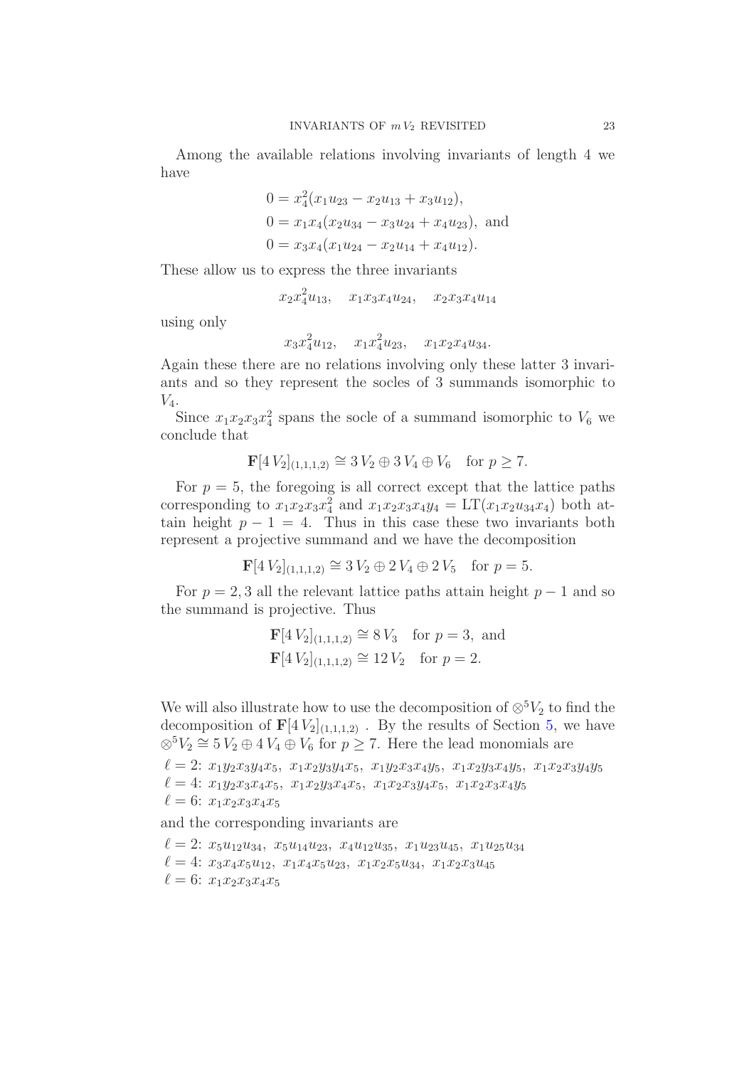Among the available relations involving invariants of length 4 we have

$$
\begin{aligned}
0 &= x_4^2(x_1u_{23} - x_2u_{13} + x_3u_{12}),\\
0 &= x_1x_4(x_2u_{34} - x_3u_{24} + x_4u_{23}), \text{ and}\\
0 &= x_3x_4(x_1u_{24} - x_2u_{14} + x_4u_{12}).
\end{aligned}
$$

These allow us to express the three invariants

$$x_2x_4^2u_{13}, \quad x_1x_3x_4u_{24}, \quad x_2x_3x_4u_{14}$$

using only

$$x_3x_4^2u_{12}, \quad x_1x_4^2u_{23}, \quad x_1x_2x_4u_{34}.$$

Again these there are no relations involving only these latter 3 invariants and so they represent the socles of 3 summands isomorphic to $V_4$.

Since $x_1x_2x_3x_4^2$ spans the socle of a summand isomorphic to $V_6$ we conclude that

$$\mathbf{F}[4\,V_2]_{(1,1,1,2)} \cong 3\,V_2 \oplus 3\,V_4 \oplus V_6 \quad \text{for } p \geq 7.$$

For $p = 5$, the foregoing is all correct except that the lattice paths corresponding to $x_1x_2x_3x_4^2$ and $x_1x_2x_3x_4y_4 = \mathrm{LT}(x_1x_2u_{34}x_4)$ both attain height $p-1 = 4$. Thus in this case these two invariants both represent a projective summand and we have the decomposition

$$\mathbf{F}[4\,V_2]_{(1,1,1,2)} \cong 3\,V_2 \oplus 2\,V_4 \oplus 2\,V_5 \quad \text{for } p = 5.$$

For $p = 2, 3$ all the relevant lattice paths attain height $p-1$ and so the summand is projective. Thus

$$
\begin{aligned}
\mathbf{F}[4\,V_2]_{(1,1,1,2)} &\cong 8\,V_3 \quad \text{for } p = 3, \text{ and}\\
\mathbf{F}[4\,V_2]_{(1,1,1,2)} &\cong 12\,V_2 \quad \text{for } p = 2.
\end{aligned}
$$

We will also illustrate how to use the decomposition of $\otimes^5 V_2$ to find the decomposition of $\mathbf{F}[4\,V_2]_{(1,1,1,2)}$ . By the results of Section 5, we have $\otimes^5 V_2 \cong 5\,V_2 \oplus 4\,V_4 \oplus V_6$ for $p \geq 7$. Here the lead monomials are

$\ell = 2$: $x_1y_2x_3y_4x_5,\ x_1x_2y_3y_4x_5,\ x_1y_2x_3x_4y_5,\ x_1x_2y_3x_4y_5,\ x_1x_2x_3y_4y_5$
$\ell = 4$: $x_1y_2x_3x_4x_5,\ x_1x_2y_3x_4x_5,\ x_1x_2x_3y_4x_5,\ x_1x_2x_3x_4y_5$
$\ell = 6$: $x_1x_2x_3x_4x_5$

and the corresponding invariants are

$\ell = 2$: $x_5u_{12}u_{34},\ x_5u_{14}u_{23},\ x_4u_{12}u_{35},\ x_1u_{23}u_{45},\ x_1u_{25}u_{34}$
$\ell = 4$: $x_3x_4x_5u_{12},\ x_1x_4x_5u_{23},\ x_1x_2x_5u_{34},\ x_1x_2x_3u_{45}$
$\ell = 6$: $x_1x_2x_3x_4x_5$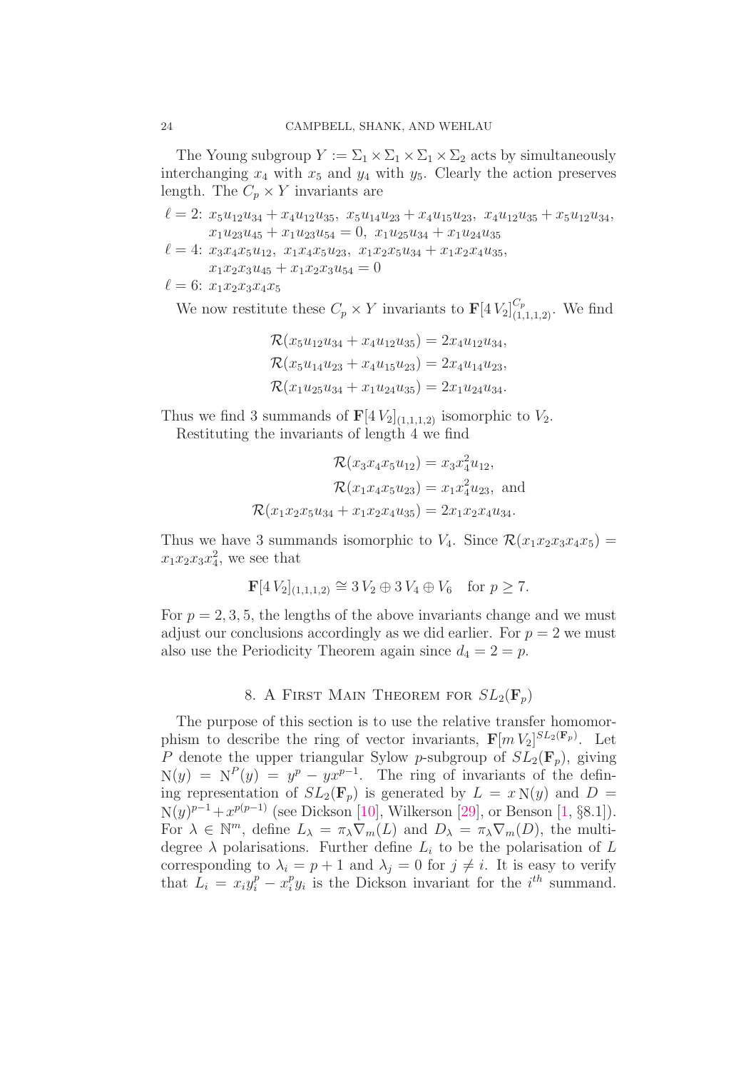The Young subgroup $Y := \Sigma_1 \times \Sigma_1 \times \Sigma_1 \times \Sigma_2$ acts by simultaneously interchanging $x_4$ with $x_5$ and $y_4$ with $y_5$. Clearly the action preserves length. The $C_p \times Y$ invariants are

$\ell = 2$: $x_5u_{12}u_{34} + x_4u_{12}u_{35}$, $x_5u_{14}u_{23} + x_4u_{15}u_{23}$, $x_4u_{12}u_{35} + x_5u_{12}u_{34}$, $x_1u_{23}u_{45} + x_1u_{23}u_{54} = 0$, $x_1u_{25}u_{34} + x_1u_{24}u_{35}$

$\ell = 4$: $x_3x_4x_5u_{12}$, $x_1x_4x_5u_{23}$, $x_1x_2x_5u_{34} + x_1x_2x_4u_{35}$, $x_1x_2x_3u_{45} + x_1x_2x_3u_{54} = 0$

$\ell = 6$: $x_1x_2x_3x_4x_5$

We now restitute these $C_p \times Y$ invariants to $\mathbf{F}[4\,V_2]^{C_p}_{(1,1,1,2)}$. We find

$$\mathcal{R}(x_5u_{12}u_{34} + x_4u_{12}u_{35}) = 2x_4u_{12}u_{34},$$
$$\mathcal{R}(x_5u_{14}u_{23} + x_4u_{15}u_{23}) = 2x_4u_{14}u_{23},$$
$$\mathcal{R}(x_1u_{25}u_{34} + x_1u_{24}u_{35}) = 2x_1u_{24}u_{34}.$$

Thus we find 3 summands of $\mathbf{F}[4\,V_2]_{(1,1,1,2)}$ isomorphic to $V_2$.

Restituting the invariants of length 4 we find

$$\mathcal{R}(x_3x_4x_5u_{12}) = x_3x_4^2u_{12},$$
$$\mathcal{R}(x_1x_4x_5u_{23}) = x_1x_4^2u_{23}, \text{ and}$$
$$\mathcal{R}(x_1x_2x_5u_{34} + x_1x_2x_4u_{35}) = 2x_1x_2x_4u_{34}.$$

Thus we have 3 summands isomorphic to $V_4$. Since $\mathcal{R}(x_1x_2x_3x_4x_5) = x_1x_2x_3x_4^2$, we see that

$$\mathbf{F}[4\,V_2]_{(1,1,1,2)} \cong 3\,V_2 \oplus 3\,V_4 \oplus V_6 \quad \text{for } p \geq 7.$$

For $p = 2, 3, 5$, the lengths of the above invariants change and we must adjust our conclusions accordingly as we did earlier. For $p = 2$ we must also use the Periodicity Theorem again since $d_4 = 2 = p$.

## 8. A First Main Theorem for $SL_2(\mathbf{F}_p)$

The purpose of this section is to use the relative transfer homomorphism to describe the ring of vector invariants, $\mathbf{F}[m\,V_2]^{SL_2(\mathbf{F}_p)}$. Let $P$ denote the upper triangular Sylow $p$-subgroup of $SL_2(\mathbf{F}_p)$, giving $\mathrm{N}(y) = \mathrm{N}^P(y) = y^p - yx^{p-1}$. The ring of invariants of the defining representation of $SL_2(\mathbf{F}_p)$ is generated by $L = x\,\mathrm{N}(y)$ and $D = \mathrm{N}(y)^{p-1} + x^{p(p-1)}$ (see Dickson [10], Wilkerson [29], or Benson [1, §8.1]). For $\lambda \in \mathbb{N}^m$, define $L_\lambda = \pi_\lambda \nabla_m(L)$ and $D_\lambda = \pi_\lambda \nabla_m(D)$, the multi-degree $\lambda$ polarisations. Further define $L_i$ to be the polarisation of $L$ corresponding to $\lambda_i = p+1$ and $\lambda_j = 0$ for $j \neq i$. It is easy to verify that $L_i = x_iy_i^p - x_i^py_i$ is the Dickson invariant for the $i^{th}$ summand.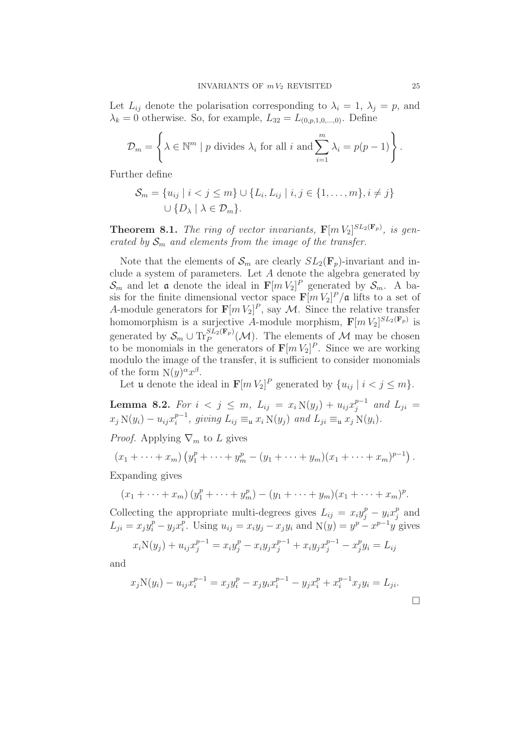Let $L_{ij}$ denote the polarisation corresponding to $\lambda_i = 1$, $\lambda_j = p$, and $\lambda_k = 0$ otherwise. So, for example, $L_{32} = L_{(0,p,1,0,\ldots,0)}$. Define

$$\mathcal{D}_m = \left\{ \lambda \in \mathbb{N}^m \mid p \text{ divides } \lambda_i \text{ for all } i \text{ and } \sum_{i=1}^{m} \lambda_i = p(p-1) \right\}.$$

Further define

$$\mathcal{S}_m = \{u_{ij} \mid i < j \leq m\} \cup \{L_i, L_{ij} \mid i,j \in \{1,\ldots,m\}, i \neq j\} \cup \{D_\lambda \mid \lambda \in \mathcal{D}_m\}.$$

**Theorem 8.1.** *The ring of vector invariants, $\mathbf{F}[m\,V_2]^{SL_2(\mathbf{F}_p)}$, is generated by $\mathcal{S}_m$ and elements from the image of the transfer.*

Note that the elements of $\mathcal{S}_m$ are clearly $SL_2(\mathbf{F}_p)$-invariant and include a system of parameters. Let $A$ denote the algebra generated by $\mathcal{S}_m$ and let $\mathfrak{a}$ denote the ideal in $\mathbf{F}[m\,V_2]^P$ generated by $\mathcal{S}_m$. A basis for the finite dimensional vector space $\mathbf{F}[m\,V_2]^P/\mathfrak{a}$ lifts to a set of $A$-module generators for $\mathbf{F}[m\,V_2]^P$, say $\mathcal{M}$. Since the relative transfer homomorphism is a surjective $A$-module morphism, $\mathbf{F}[m\,V_2]^{SL_2(\mathbf{F}_p)}$ is generated by $\mathcal{S}_m \cup \mathrm{Tr}_P^{SL_2(\mathbf{F}_p)}(\mathcal{M})$. The elements of $\mathcal{M}$ may be chosen to be monomials in the generators of $\mathbf{F}[m\,V_2]^P$. Since we are working modulo the image of the transfer, it is sufficient to consider monomials of the form $\mathrm{N}(y)^\alpha x^\beta$.

Let $\mathfrak{u}$ denote the ideal in $\mathbf{F}[m\,V_2]^P$ generated by $\{u_{ij} \mid i < j \leq m\}$.

**Lemma 8.2.** *For $i < j \leq m$, $L_{ij} = x_i\,\mathrm{N}(y_j) + u_{ij}x_j^{p-1}$ and $L_{ji} = x_j\,\mathrm{N}(y_i) - u_{ij}x_i^{p-1}$, giving $L_{ij} \equiv_{\mathfrak{u}} x_i\,\mathrm{N}(y_j)$ and $L_{ji} \equiv_{\mathfrak{u}} x_j\,\mathrm{N}(y_i)$.*

*Proof.* Applying $\nabla_m$ to $L$ gives

$$(x_1 + \cdots + x_m)\left(y_1^p + \cdots + y_m^p - (y_1 + \cdots + y_m)(x_1 + \cdots + x_m)^{p-1}\right).$$

Expanding gives

$$(x_1 + \cdots + x_m)(y_1^p + \cdots + y_m^p) - (y_1 + \cdots + y_m)(x_1 + \cdots + x_m)^p.$$

Collecting the appropriate multi-degrees gives $L_{ij} = x_i y_j^p - y_i x_j^p$ and $L_{ji} = x_j y_i^p - y_j x_i^p$. Using $u_{ij} = x_i y_j - x_j y_i$ and $\mathrm{N}(y) = y^p - x^{p-1}y$ gives

$$x_i\mathrm{N}(y_j) + u_{ij}x_j^{p-1} = x_i y_j^p - x_i y_j x_j^{p-1} + x_i y_j x_j^{p-1} - x_j^p y_i = L_{ij}$$

and

$$x_j\mathrm{N}(y_i) - u_{ij}x_i^{p-1} = x_j y_i^p - x_j y_i x_i^{p-1} - y_j x_i^p + x_i^{p-1}x_j y_i = L_{ji}.$$

$\square$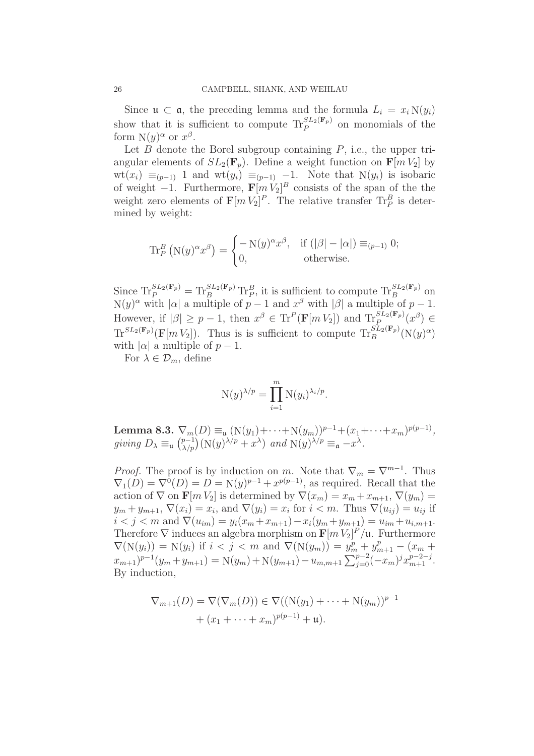Since $\mathfrak{u} \subset \mathfrak{a}$, the preceding lemma and the formula $L_i = x_i \, \mathrm{N}(y_i)$ show that it is sufficient to compute $\mathrm{Tr}_P^{SL_2(\mathbf{F}_p)}$ on monomials of the form $\mathrm{N}(y)^\alpha$ or $x^\beta$.

Let $B$ denote the Borel subgroup containing $P$, i.e., the upper triangular elements of $SL_2(\mathbf{F}_p)$. Define a weight function on $\mathbf{F}[m\, V_2]$ by $\mathrm{wt}(x_i) \equiv_{(p-1)} 1$ and $\mathrm{wt}(y_i) \equiv_{(p-1)} -1$. Note that $\mathrm{N}(y_i)$ is isobaric of weight $-1$. Furthermore, $\mathbf{F}[m\, V_2]^B$ consists of the span of the the weight zero elements of $\mathbf{F}[m\, V_2]^P$. The relative transfer $\mathrm{Tr}_P^B$ is determined by weight:

$$\mathrm{Tr}_P^B \left(\mathrm{N}(y)^\alpha x^\beta\right) = \begin{cases} -\mathrm{N}(y)^\alpha x^\beta, & \text{if } (|\beta| - |\alpha|) \equiv_{(p-1)} 0; \\ 0, & \text{otherwise.} \end{cases}$$

Since $\mathrm{Tr}_P^{SL_2(\mathbf{F}_p)} = \mathrm{Tr}_B^{SL_2(\mathbf{F}_p)} \mathrm{Tr}_P^B$, it is sufficient to compute $\mathrm{Tr}_B^{SL_2(\mathbf{F}_p)}$ on $\mathrm{N}(y)^\alpha$ with $|\alpha|$ a multiple of $p-1$ and $x^\beta$ with $|\beta|$ a multiple of $p-1$. However, if $|\beta| \geq p-1$, then $x^\beta \in \mathrm{Tr}^P(\mathbf{F}[m\, V_2])$ and $\mathrm{Tr}_P^{SL_2(\mathbf{F}_p)}(x^\beta) \in \mathrm{Tr}^{SL_2(\mathbf{F}_p)}(\mathbf{F}[m\, V_2])$. Thus is is sufficient to compute $\mathrm{Tr}_B^{SL_2(\mathbf{F}_p)}(\mathrm{N}(y)^\alpha)$ with $|\alpha|$ a multiple of $p-1$.

For $\lambda \in \mathcal{D}_m$, define

$$\mathrm{N}(y)^{\lambda/p} = \prod_{i=1}^{m} \mathrm{N}(y_i)^{\lambda_i/p}.$$

**Lemma 8.3.** *$\nabla_m(D) \equiv_{\mathfrak{u}} (\mathrm{N}(y_1)+\cdots+\mathrm{N}(y_m))^{p-1}+(x_1+\cdots+x_m)^{p(p-1)}$, giving $D_\lambda \equiv_{\mathfrak{u}} \binom{p-1}{\lambda/p}(\mathrm{N}(y)^{\lambda/p} + x^\lambda)$ and $\mathrm{N}(y)^{\lambda/p} \equiv_{\mathfrak{a}} -x^\lambda$.*

*Proof.* The proof is by induction on $m$. Note that $\nabla_m = \nabla^{m-1}$. Thus $\nabla_1(D) = \nabla^0(D) = D = \mathrm{N}(y)^{p-1} + x^{p(p-1)}$, as required. Recall that the action of $\nabla$ on $\mathbf{F}[m\, V_2]$ is determined by $\nabla(x_m) = x_m + x_{m+1}$, $\nabla(y_m) = y_m + y_{m+1}$, $\nabla(x_i) = x_i$, and $\nabla(y_i) = x_i$ for $i < m$. Thus $\nabla(u_{ij}) = u_{ij}$ if $i < j < m$ and $\nabla(u_{im}) = y_i(x_m + x_{m+1}) - x_i(y_m + y_{m+1}) = u_{im} + u_{i,m+1}$. Therefore $\nabla$ induces an algebra morphism on $\mathbf{F}[m\, V_2]^P/\mathfrak{u}$. Furthermore $\nabla(\mathrm{N}(y_i)) = \mathrm{N}(y_i)$ if $i < j < m$ and $\nabla(\mathrm{N}(y_m)) = y_m^p + y_{m+1}^p - (x_m + x_{m+1})^{p-1}(y_m + y_{m+1}) = \mathrm{N}(y_m) + \mathrm{N}(y_{m+1}) - u_{m,m+1} \sum_{j=0}^{p-2} (-x_m)^j x_{m+1}^{p-2-j}$. By induction,

$$\begin{aligned} \nabla_{m+1}(D) = \nabla(\nabla_m(D)) \in \nabla((\mathrm{N}(y_1) + \cdots + \mathrm{N}(y_m))^{p-1} \\ + (x_1 + \cdots + x_m)^{p(p-1)} + \mathfrak{u}). \end{aligned}$$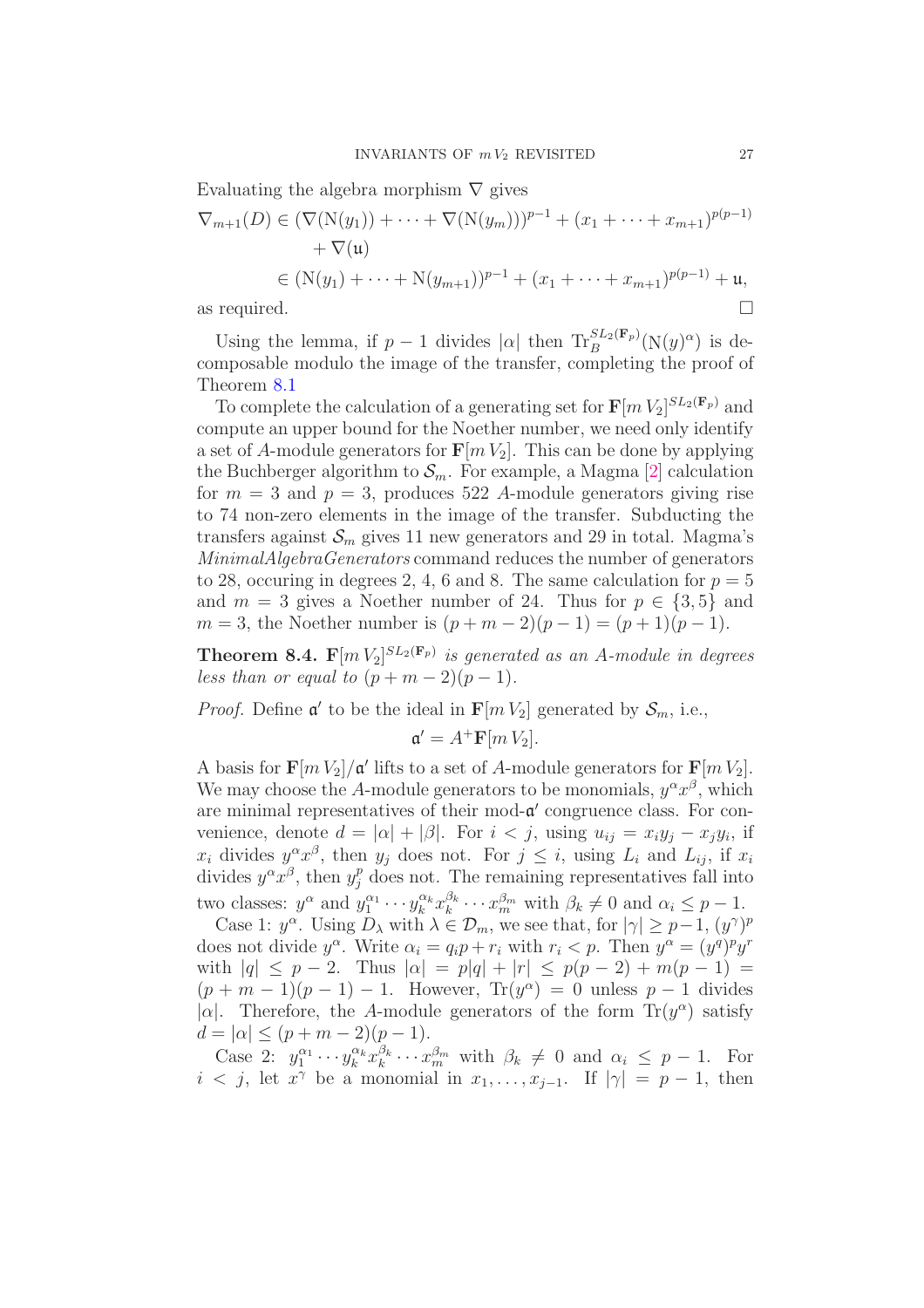Evaluating the algebra morphism $\nabla$ gives

$$\begin{aligned}
\nabla_{m+1}(D) &\in (\nabla(\mathrm{N}(y_1)) + \cdots + \nabla(\mathrm{N}(y_m)))^{p-1} + (x_1 + \cdots + x_{m+1})^{p(p-1)} \\
&\quad + \nabla(\mathfrak{u}) \\
&\in (\mathrm{N}(y_1) + \cdots + \mathrm{N}(y_{m+1}))^{p-1} + (x_1 + \cdots + x_{m+1})^{p(p-1)} + \mathfrak{u},
\end{aligned}$$

as required. □

Using the lemma, if $p-1$ divides $|\alpha|$ then $\mathrm{Tr}_B^{SL_2(\mathbf{F}_p)}(\mathrm{N}(y)^\alpha)$ is decomposable modulo the image of the transfer, completing the proof of Theorem 8.1

To complete the calculation of a generating set for $\mathbf{F}[m\,V_2]^{SL_2(\mathbf{F}_p)}$ and compute an upper bound for the Noether number, we need only identify a set of $A$-module generators for $\mathbf{F}[m\,V_2]$. This can be done by applying the Buchberger algorithm to $\mathcal{S}_m$. For example, a Magma [2] calculation for $m=3$ and $p=3$, produces 522 $A$-module generators giving rise to 74 non-zero elements in the image of the transfer. Subducting the transfers against $\mathcal{S}_m$ gives 11 new generators and 29 in total. Magma's *MinimalAlgebraGenerators* command reduces the number of generators to 28, occuring in degrees 2, 4, 6 and 8. The same calculation for $p=5$ and $m=3$ gives a Noether number of 24. Thus for $p \in \{3,5\}$ and $m=3$, the Noether number is $(p+m-2)(p-1) = (p+1)(p-1)$.

**Theorem 8.4.** *$\mathbf{F}[m\,V_2]^{SL_2(\mathbf{F}_p)}$ is generated as an $A$-module in degrees less than or equal to $(p+m-2)(p-1)$.*

*Proof.* Define $\mathfrak{a}'$ to be the ideal in $\mathbf{F}[m\,V_2]$ generated by $\mathcal{S}_m$, i.e.,

$$\mathfrak{a}' = A^+\mathbf{F}[m\,V_2].$$

A basis for $\mathbf{F}[m\,V_2]/\mathfrak{a}'$ lifts to a set of $A$-module generators for $\mathbf{F}[m\,V_2]$. We may choose the $A$-module generators to be monomials, $y^\alpha x^\beta$, which are minimal representatives of their mod-$\mathfrak{a}'$ congruence class. For convenience, denote $d = |\alpha| + |\beta|$. For $i < j$, using $u_{ij} = x_i y_j - x_j y_i$, if $x_i$ divides $y^\alpha x^\beta$, then $y_j$ does not. For $j \le i$, using $L_i$ and $L_{ij}$, if $x_i$ divides $y^\alpha x^\beta$, then $y_j^p$ does not. The remaining representatives fall into two classes: $y^\alpha$ and $y_1^{\alpha_1}\cdots y_k^{\alpha_k} x_k^{\beta_k}\cdots x_m^{\beta_m}$ with $\beta_k \neq 0$ and $\alpha_i \le p-1$.

Case 1: $y^\alpha$. Using $D_\lambda$ with $\lambda \in \mathcal{D}_m$, we see that, for $|\gamma| \ge p-1$, $(y^\gamma)^p$ does not divide $y^\alpha$. Write $\alpha_i = q_i p + r_i$ with $r_i < p$. Then $y^\alpha = (y^q)^p y^r$ with $|q| \le p-2$. Thus $|\alpha| = p|q| + |r| \le p(p-2) + m(p-1) = (p+m-1)(p-1)-1$. However, $\mathrm{Tr}(y^\alpha) = 0$ unless $p-1$ divides $|\alpha|$. Therefore, the $A$-module generators of the form $\mathrm{Tr}(y^\alpha)$ satisfy $d = |\alpha| \le (p+m-2)(p-1)$.

Case 2: $y_1^{\alpha_1}\cdots y_k^{\alpha_k} x_k^{\beta_k}\cdots x_m^{\beta_m}$ with $\beta_k \neq 0$ and $\alpha_i \le p-1$. For $i < j$, let $x^\gamma$ be a monomial in $x_1,\ldots,x_{j-1}$. If $|\gamma| = p-1$, then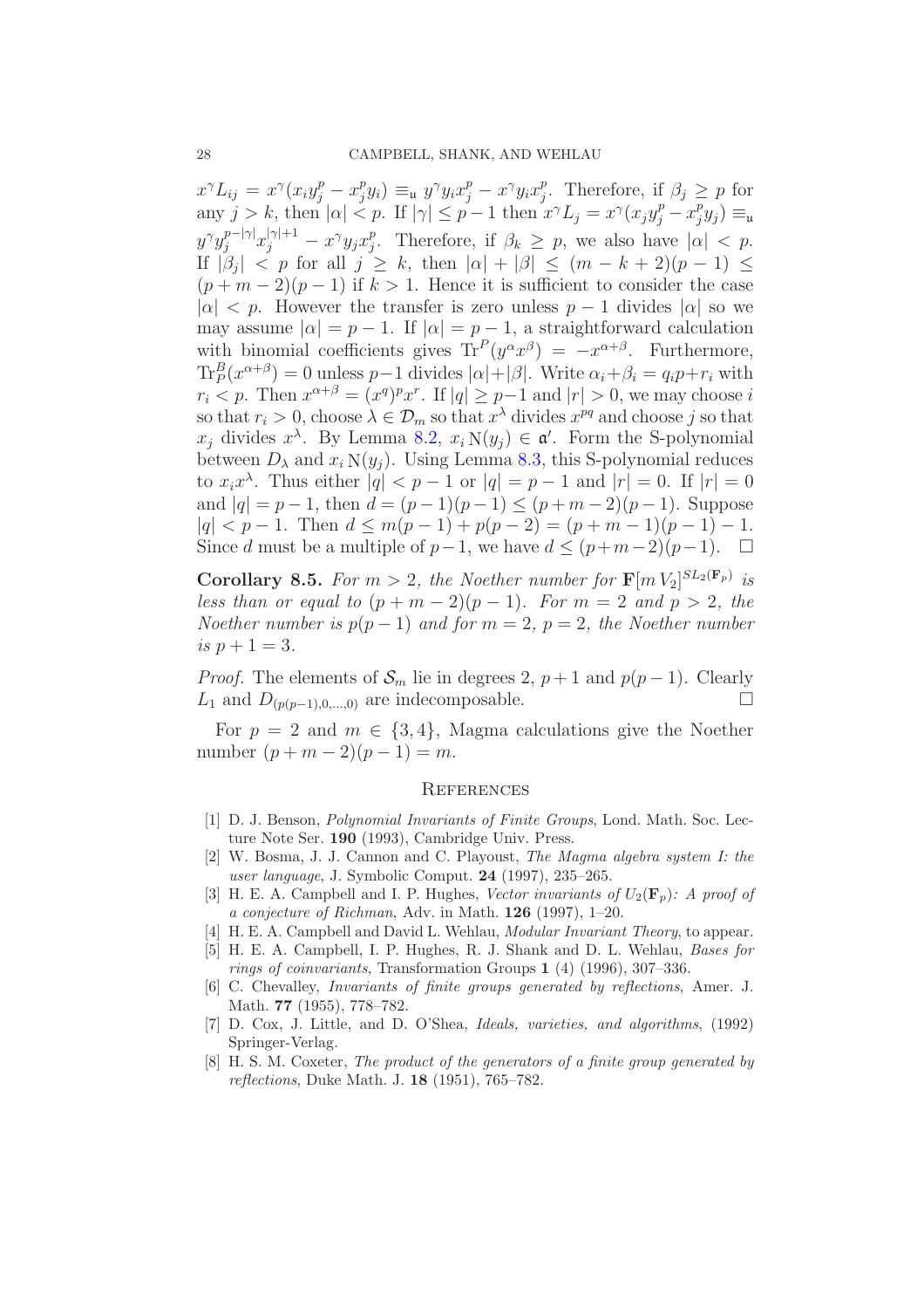$x^\gamma L_{ij} = x^\gamma(x_i y_j^p - x_j^p y_i) \equiv_{\mathfrak{u}} y^\gamma y_i x_j^p - x^\gamma y_i x_j^p$. Therefore, if $\beta_j \geq p$ for any $j > k$, then $|\alpha| < p$. If $|\gamma| \leq p-1$ then $x^\gamma L_j = x^\gamma(x_j y_j^p - x_j^p y_j) \equiv_{\mathfrak{u}} y^\gamma y_j^{p-|\gamma|} x_j^{|\gamma|+1} - x^\gamma y_j x_j^p$. Therefore, if $\beta_k \geq p$, we also have $|\alpha| < p$. If $|\beta_j| < p$ for all $j \geq k$, then $|\alpha| + |\beta| \leq (m-k+2)(p-1) \leq (p+m-2)(p-1)$ if $k > 1$. Hence it is sufficient to consider the case $|\alpha| < p$. However the transfer is zero unless $p-1$ divides $|\alpha|$ so we may assume $|\alpha| = p-1$. If $|\alpha| = p-1$, a straightforward calculation with binomial coefficients gives $\mathrm{Tr}^P(y^\alpha x^\beta) = -x^{\alpha+\beta}$. Furthermore, $\mathrm{Tr}_P^B(x^{\alpha+\beta}) = 0$ unless $p-1$ divides $|\alpha|+|\beta|$. Write $\alpha_i + \beta_i = q_i p + r_i$ with $r_i < p$. Then $x^{\alpha+\beta} = (x^q)^p x^r$. If $|q| \geq p-1$ and $|r| > 0$, we may choose $i$ so that $r_i > 0$, choose $\lambda \in \mathcal{D}_m$ so that $x^\lambda$ divides $x^{pq}$ and choose $j$ so that $x_j$ divides $x^\lambda$. By Lemma 8.2, $x_i \,\mathrm{N}(y_j) \in \mathfrak{a}'$. Form the S-polynomial between $D_\lambda$ and $x_i \,\mathrm{N}(y_j)$. Using Lemma 8.3, this S-polynomial reduces to $x_i x^\lambda$. Thus either $|q| < p-1$ or $|q| = p-1$ and $|r| = 0$. If $|r| = 0$ and $|q| = p-1$, then $d = (p-1)(p-1) \leq (p+m-2)(p-1)$. Suppose $|q| < p-1$. Then $d \leq m(p-1) + p(p-2) = (p+m-1)(p-1) - 1$. Since $d$ must be a multiple of $p-1$, we have $d \leq (p+m-2)(p-1)$. $\square$

**Corollary 8.5.** *For $m > 2$, the Noether number for $\mathbf{F}[m\,V_2]^{SL_2(\mathbf{F}_p)}$ is less than or equal to $(p+m-2)(p-1)$. For $m = 2$ and $p > 2$, the Noether number is $p(p-1)$ and for $m = 2$, $p = 2$, the Noether number is $p+1 = 3$.*

*Proof.* The elements of $\mathcal{S}_m$ lie in degrees 2, $p+1$ and $p(p-1)$. Clearly $L_1$ and $D_{(p(p-1),0,\ldots,0)}$ are indecomposable. $\square$

For $p = 2$ and $m \in \{3, 4\}$, Magma calculations give the Noether number $(p+m-2)(p-1) = m$.

## References

[1] D. J. Benson, *Polynomial Invariants of Finite Groups*, Lond. Math. Soc. Lecture Note Ser. **190** (1993), Cambridge Univ. Press.

[2] W. Bosma, J. J. Cannon and C. Playoust, *The Magma algebra system I: the user language*, J. Symbolic Comput. **24** (1997), 235–265.

[3] H. E. A. Campbell and I. P. Hughes, *Vector invariants of $U_2(\mathbf{F}_p)$: A proof of a conjecture of Richman*, Adv. in Math. **126** (1997), 1–20.

[4] H. E. A. Campbell and David L. Wehlau, *Modular Invariant Theory*, to appear.

[5] H. E. A. Campbell, I. P. Hughes, R. J. Shank and D. L. Wehlau, *Bases for rings of coinvariants*, Transformation Groups **1** (4) (1996), 307–336.

[6] C. Chevalley, *Invariants of finite groups generated by reflections*, Amer. J. Math. **77** (1955), 778–782.

[7] D. Cox, J. Little, and D. O'Shea, *Ideals, varieties, and algorithms*, (1992) Springer-Verlag.

[8] H. S. M. Coxeter, *The product of the generators of a finite group generated by reflections*, Duke Math. J. **18** (1951), 765–782.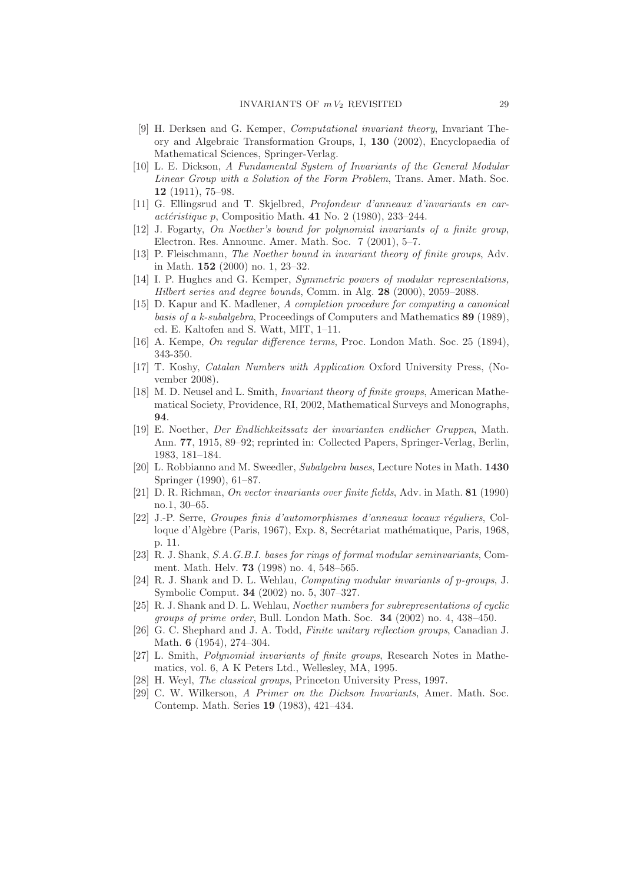[9] H. Derksen and G. Kemper, *Computational invariant theory*, Invariant Theory and Algebraic Transformation Groups, I, **130** (2002), Encyclopaedia of Mathematical Sciences, Springer-Verlag.

[10] L. E. Dickson, *A Fundamental System of Invariants of the General Modular Linear Group with a Solution of the Form Problem*, Trans. Amer. Math. Soc. **12** (1911), 75–98.

[11] G. Ellingsrud and T. Skjelbred, *Profondeur d'anneaux d'invariants en caractéristique p*, Compositio Math. **41** No. 2 (1980), 233–244.

[12] J. Fogarty, *On Noether's bound for polynomial invariants of a finite group*, Electron. Res. Announc. Amer. Math. Soc. 7 (2001), 5–7.

[13] P. Fleischmann, *The Noether bound in invariant theory of finite groups*, Adv. in Math. **152** (2000) no. 1, 23–32.

[14] I. P. Hughes and G. Kemper, *Symmetric powers of modular representations, Hilbert series and degree bounds*, Comm. in Alg. **28** (2000), 2059–2088.

[15] D. Kapur and K. Madlener, *A completion procedure for computing a canonical basis of a k-subalgebra*, Proceedings of Computers and Mathematics **89** (1989), ed. E. Kaltofen and S. Watt, MIT, 1–11.

[16] A. Kempe, *On regular difference terms*, Proc. London Math. Soc. 25 (1894), 343-350.

[17] T. Koshy, *Catalan Numbers with Application* Oxford University Press, (November 2008).

[18] M. D. Neusel and L. Smith, *Invariant theory of finite groups*, American Mathematical Society, Providence, RI, 2002, Mathematical Surveys and Monographs, **94**.

[19] E. Noether, *Der Endlichkeitssatz der invarianten endlicher Gruppen*, Math. Ann. **77**, 1915, 89–92; reprinted in: Collected Papers, Springer-Verlag, Berlin, 1983, 181–184.

[20] L. Robbianno and M. Sweedler, *Subalgebra bases*, Lecture Notes in Math. **1430** Springer (1990), 61–87.

[21] D. R. Richman, *On vector invariants over finite fields*, Adv. in Math. **81** (1990) no.1, 30–65.

[22] J.-P. Serre, *Groupes finis d'automorphismes d'anneaux locaux réguliers*, Colloque d'Algèbre (Paris, 1967), Exp. 8, Secrétariat mathématique, Paris, 1968, p. 11.

[23] R. J. Shank, *S.A.G.B.I. bases for rings of formal modular seminvariants*, Comment. Math. Helv. **73** (1998) no. 4, 548–565.

[24] R. J. Shank and D. L. Wehlau, *Computing modular invariants of p-groups*, J. Symbolic Comput. **34** (2002) no. 5, 307–327.

[25] R. J. Shank and D. L. Wehlau, *Noether numbers for subrepresentations of cyclic groups of prime order*, Bull. London Math. Soc. **34** (2002) no. 4, 438–450.

[26] G. C. Shephard and J. A. Todd, *Finite unitary reflection groups*, Canadian J. Math. **6** (1954), 274–304.

[27] L. Smith, *Polynomial invariants of finite groups*, Research Notes in Mathematics, vol. 6, A K Peters Ltd., Wellesley, MA, 1995.

[28] H. Weyl, *The classical groups*, Princeton University Press, 1997.

[29] C. W. Wilkerson, *A Primer on the Dickson Invariants*, Amer. Math. Soc. Contemp. Math. Series **19** (1983), 421–434.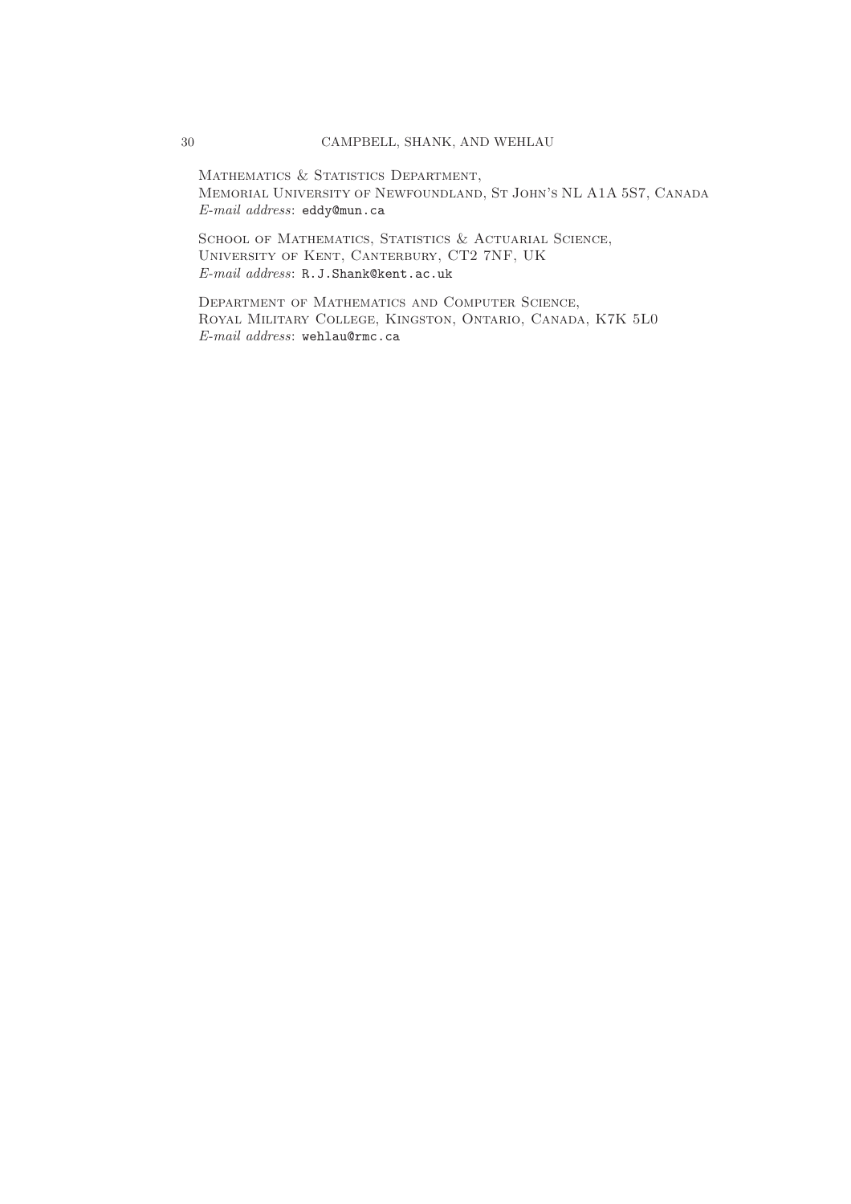Mathematics & Statistics Department,
Memorial University of Newfoundland, St John's NL A1A 5S7, Canada
*E-mail address*: eddy@mun.ca

School of Mathematics, Statistics & Actuarial Science,
University of Kent, Canterbury, CT2 7NF, UK
*E-mail address*: R.J.Shank@kent.ac.uk

Department of Mathematics and Computer Science,
Royal Military College, Kingston, Ontario, Canada, K7K 5L0
*E-mail address*: wehlau@rmc.ca